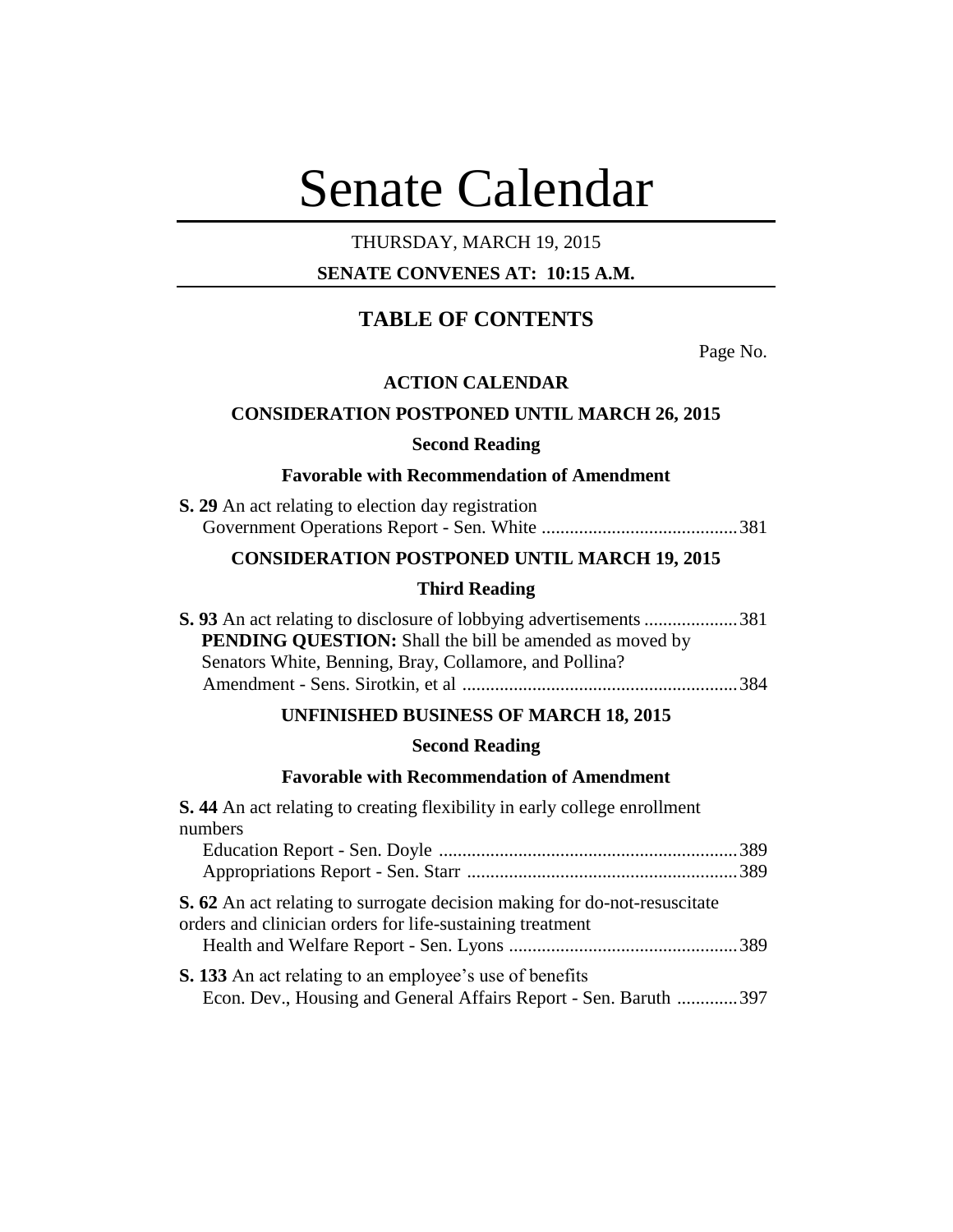# Senate Calendar

THURSDAY, MARCH 19, 2015

**SENATE CONVENES AT: 10:15 A.M.**

## TABLE OF CONTENTS

Page No.

**ACTION CALENDAR**

**CONSIDERATION POSTPONED UNTIL MARCH 26, 2015**

**Second Reading**

**Favorable with Recommendation of Amendment**

**S. 29** An act relating to election day registration
Government Operations Report - Sen. White .......................................... 381

**CONSIDERATION POSTPONED UNTIL MARCH 19, 2015**

**Third Reading**

**S. 93** An act relating to disclosure of lobbying advertisements .................... 381
**PENDING QUESTION:** Shall the bill be amended as moved by Senators White, Benning, Bray, Collamore, and Pollina?
Amendment - Sens. Sirotkin, et al ........................................................... 384

**UNFINISHED BUSINESS OF MARCH 18, 2015**

**Second Reading**

**Favorable with Recommendation of Amendment**

**S. 44** An act relating to creating flexibility in early college enrollment numbers
Education Report - Sen. Doyle ................................................................ 389
Appropriations Report - Sen. Starr .......................................................... 389

**S. 62** An act relating to surrogate decision making for do-not-resuscitate orders and clinician orders for life-sustaining treatment
Health and Welfare Report - Sen. Lyons ................................................. 389

**S. 133** An act relating to an employee's use of benefits
Econ. Dev., Housing and General Affairs Report - Sen. Baruth ............. 397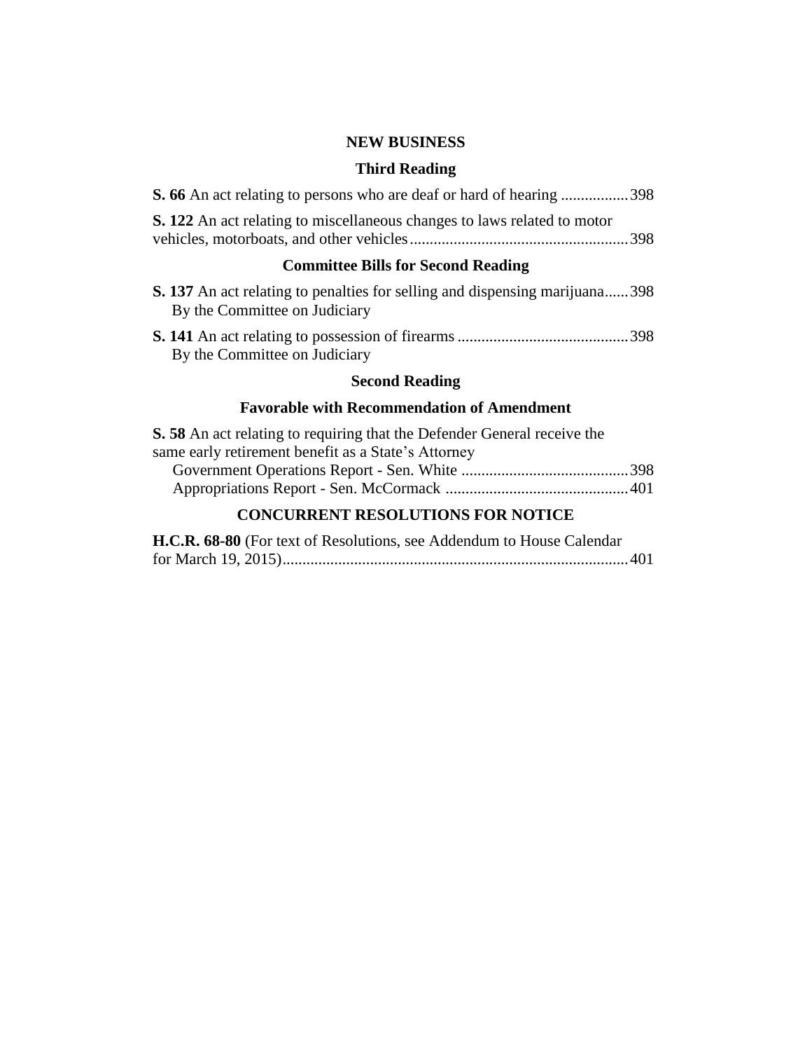## NEW BUSINESS

### Third Reading

**S. 66** An act relating to persons who are deaf or hard of hearing ................. 398

**S. 122** An act relating to miscellaneous changes to laws related to motor vehicles, motorboats, and other vehicles ...................................................... 398

### Committee Bills for Second Reading

**S. 137** An act relating to penalties for selling and dispensing marijuana...... 398
By the Committee on Judiciary

**S. 141** An act relating to possession of firearms ........................................... 398
By the Committee on Judiciary

### Second Reading

### Favorable with Recommendation of Amendment

**S. 58** An act relating to requiring that the Defender General receive the same early retirement benefit as a State's Attorney
Government Operations Report - Sen. White .......................................... 398
Appropriations Report - Sen. McCormack ............................................. 401

## CONCURRENT RESOLUTIONS FOR NOTICE

**H.C.R. 68-80** (For text of Resolutions, see Addendum to House Calendar for March 19, 2015) ...................................................................................... 401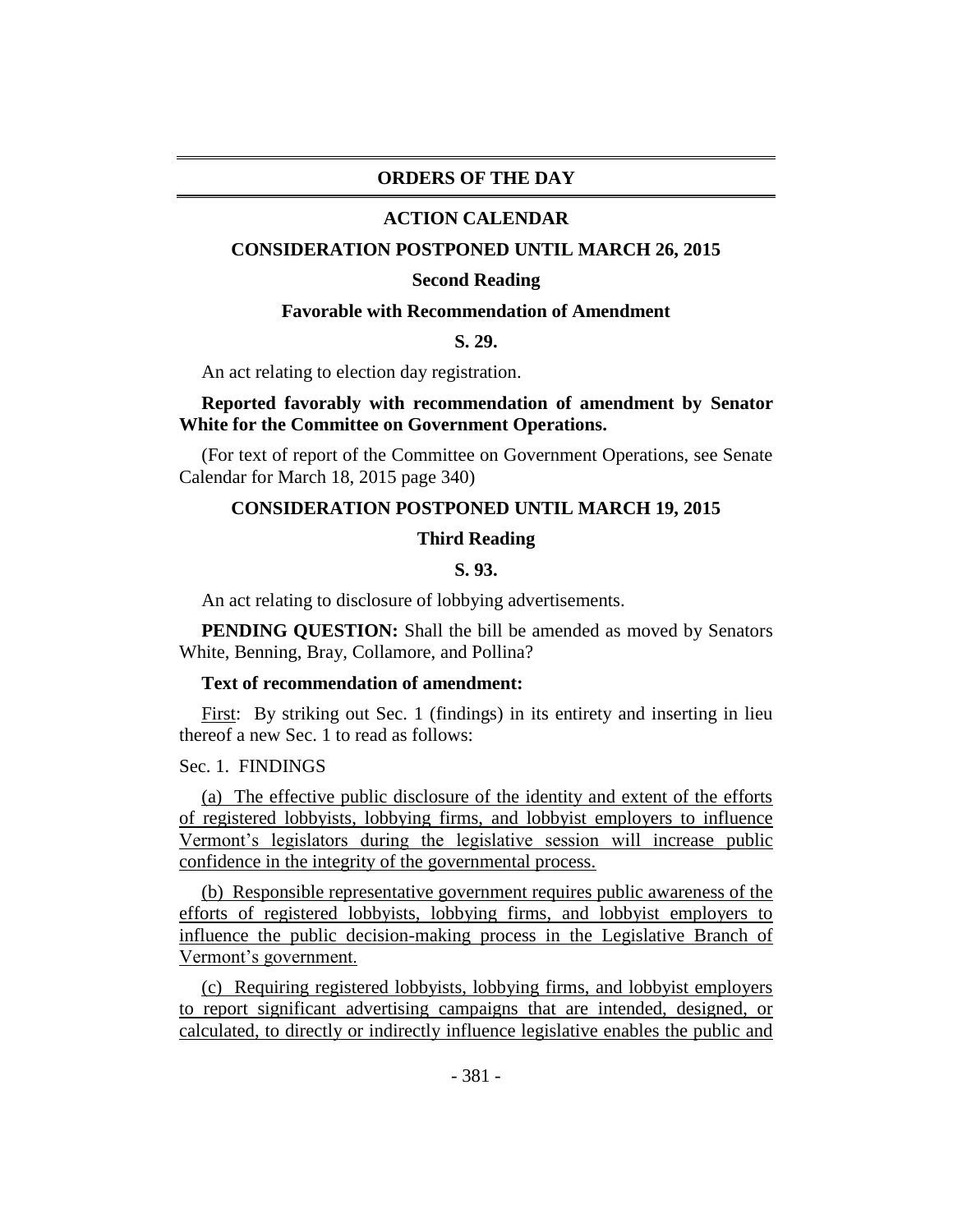# ORDERS OF THE DAY

## ACTION CALENDAR

### CONSIDERATION POSTPONED UNTIL MARCH 26, 2015

**Second Reading**

**Favorable with Recommendation of Amendment**

**S. 29.**

An act relating to election day registration.

**Reported favorably with recommendation of amendment by Senator White for the Committee on Government Operations.**

(For text of report of the Committee on Government Operations, see Senate Calendar for March 18, 2015 page 340)

### CONSIDERATION POSTPONED UNTIL MARCH 19, 2015

**Third Reading**

**S. 93.**

An act relating to disclosure of lobbying advertisements.

**PENDING QUESTION:** Shall the bill be amended as moved by Senators White, Benning, Bray, Collamore, and Pollina?

**Text of recommendation of amendment:**

First: By striking out Sec. 1 (findings) in its entirety and inserting in lieu thereof a new Sec. 1 to read as follows:

Sec. 1. FINDINGS

(a) The effective public disclosure of the identity and extent of the efforts of registered lobbyists, lobbying firms, and lobbyist employers to influence Vermont's legislators during the legislative session will increase public confidence in the integrity of the governmental process.

(b) Responsible representative government requires public awareness of the efforts of registered lobbyists, lobbying firms, and lobbyist employers to influence the public decision-making process in the Legislative Branch of Vermont's government.

(c) Requiring registered lobbyists, lobbying firms, and lobbyist employers to report significant advertising campaigns that are intended, designed, or calculated, to directly or indirectly influence legislative enables the public and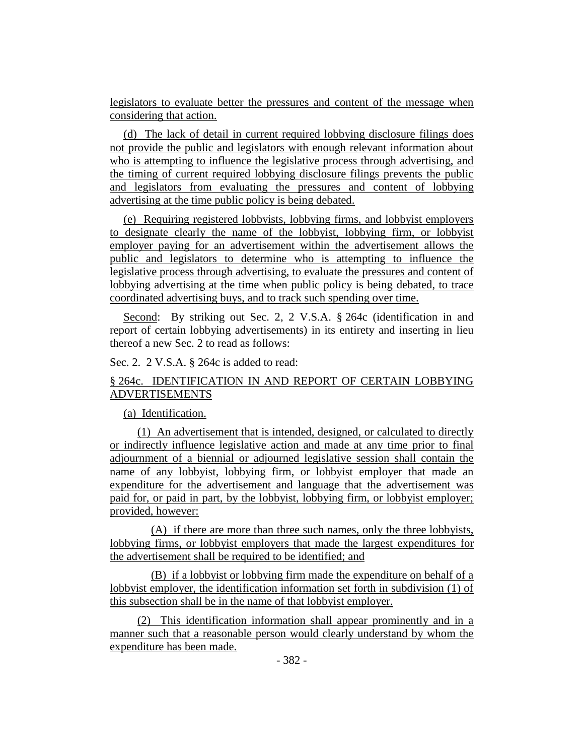legislators to evaluate better the pressures and content of the message when considering that action.

(d) The lack of detail in current required lobbying disclosure filings does not provide the public and legislators with enough relevant information about who is attempting to influence the legislative process through advertising, and the timing of current required lobbying disclosure filings prevents the public and legislators from evaluating the pressures and content of lobbying advertising at the time public policy is being debated.

(e) Requiring registered lobbyists, lobbying firms, and lobbyist employers to designate clearly the name of the lobbyist, lobbying firm, or lobbyist employer paying for an advertisement within the advertisement allows the public and legislators to determine who is attempting to influence the legislative process through advertising, to evaluate the pressures and content of lobbying advertising at the time when public policy is being debated, to trace coordinated advertising buys, and to track such spending over time.

Second: By striking out Sec. 2, 2 V.S.A. § 264c (identification in and report of certain lobbying advertisements) in its entirety and inserting in lieu thereof a new Sec. 2 to read as follows:

Sec. 2. 2 V.S.A. § 264c is added to read:

§ 264c. IDENTIFICATION IN AND REPORT OF CERTAIN LOBBYING ADVERTISEMENTS

(a) Identification.

(1) An advertisement that is intended, designed, or calculated to directly or indirectly influence legislative action and made at any time prior to final adjournment of a biennial or adjourned legislative session shall contain the name of any lobbyist, lobbying firm, or lobbyist employer that made an expenditure for the advertisement and language that the advertisement was paid for, or paid in part, by the lobbyist, lobbying firm, or lobbyist employer; provided, however:

(A) if there are more than three such names, only the three lobbyists, lobbying firms, or lobbyist employers that made the largest expenditures for the advertisement shall be required to be identified; and

(B) if a lobbyist or lobbying firm made the expenditure on behalf of a lobbyist employer, the identification information set forth in subdivision (1) of this subsection shall be in the name of that lobbyist employer.

(2) This identification information shall appear prominently and in a manner such that a reasonable person would clearly understand by whom the expenditure has been made.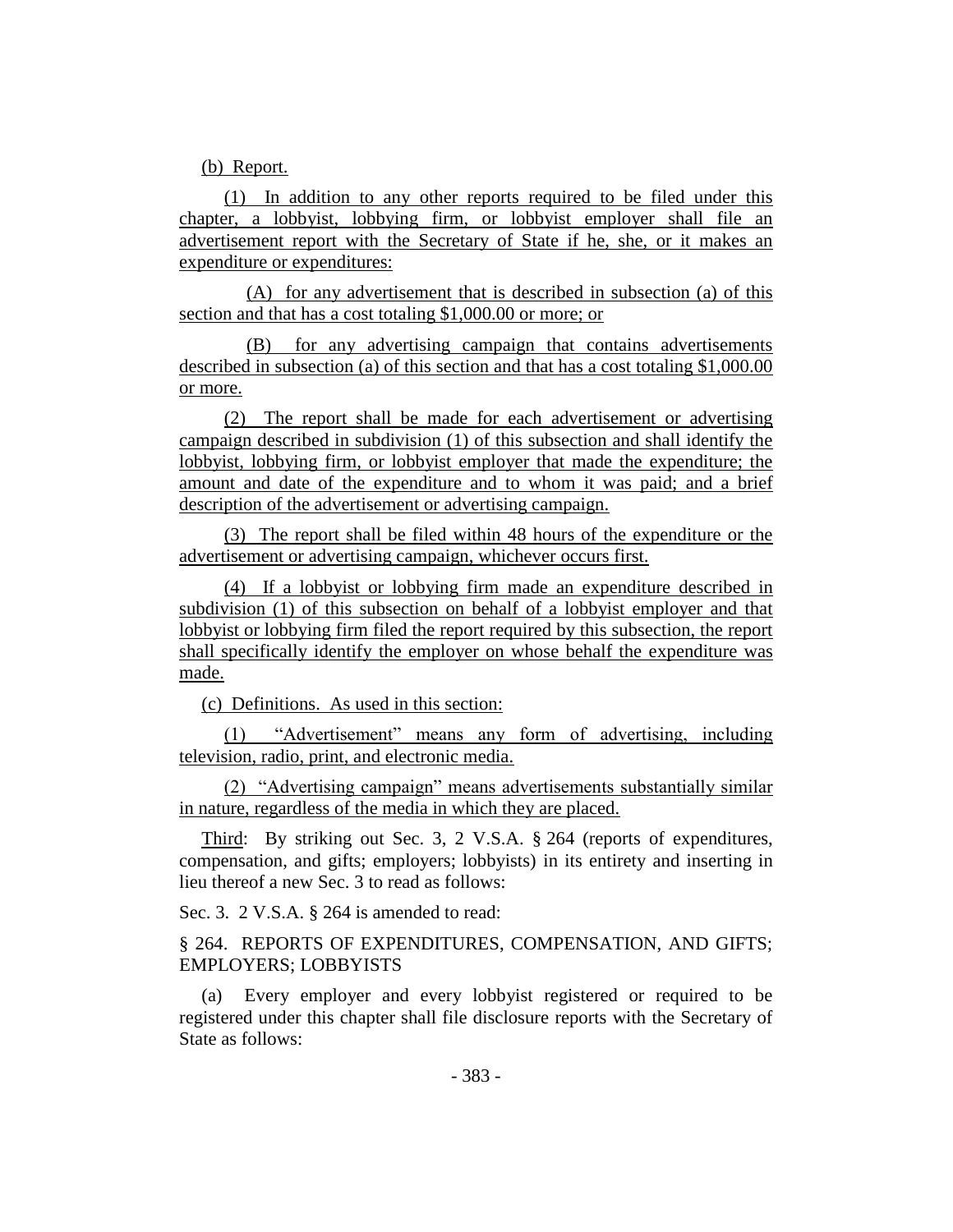(b) Report.

(1) In addition to any other reports required to be filed under this chapter, a lobbyist, lobbying firm, or lobbyist employer shall file an advertisement report with the Secretary of State if he, she, or it makes an expenditure or expenditures:

(A) for any advertisement that is described in subsection (a) of this section and that has a cost totaling $1,000.00 or more; or

(B) for any advertising campaign that contains advertisements described in subsection (a) of this section and that has a cost totaling $1,000.00 or more.

(2) The report shall be made for each advertisement or advertising campaign described in subdivision (1) of this subsection and shall identify the lobbyist, lobbying firm, or lobbyist employer that made the expenditure; the amount and date of the expenditure and to whom it was paid; and a brief description of the advertisement or advertising campaign.

(3) The report shall be filed within 48 hours of the expenditure or the advertisement or advertising campaign, whichever occurs first.

(4) If a lobbyist or lobbying firm made an expenditure described in subdivision (1) of this subsection on behalf of a lobbyist employer and that lobbyist or lobbying firm filed the report required by this subsection, the report shall specifically identify the employer on whose behalf the expenditure was made.

(c) Definitions. As used in this section:

(1) "Advertisement" means any form of advertising, including television, radio, print, and electronic media.

(2) "Advertising campaign" means advertisements substantially similar in nature, regardless of the media in which they are placed.

Third: By striking out Sec. 3, 2 V.S.A. § 264 (reports of expenditures, compensation, and gifts; employers; lobbyists) in its entirety and inserting in lieu thereof a new Sec. 3 to read as follows:

Sec. 3. 2 V.S.A. § 264 is amended to read:

§ 264. REPORTS OF EXPENDITURES, COMPENSATION, AND GIFTS; EMPLOYERS; LOBBYISTS

(a) Every employer and every lobbyist registered or required to be registered under this chapter shall file disclosure reports with the Secretary of State as follows: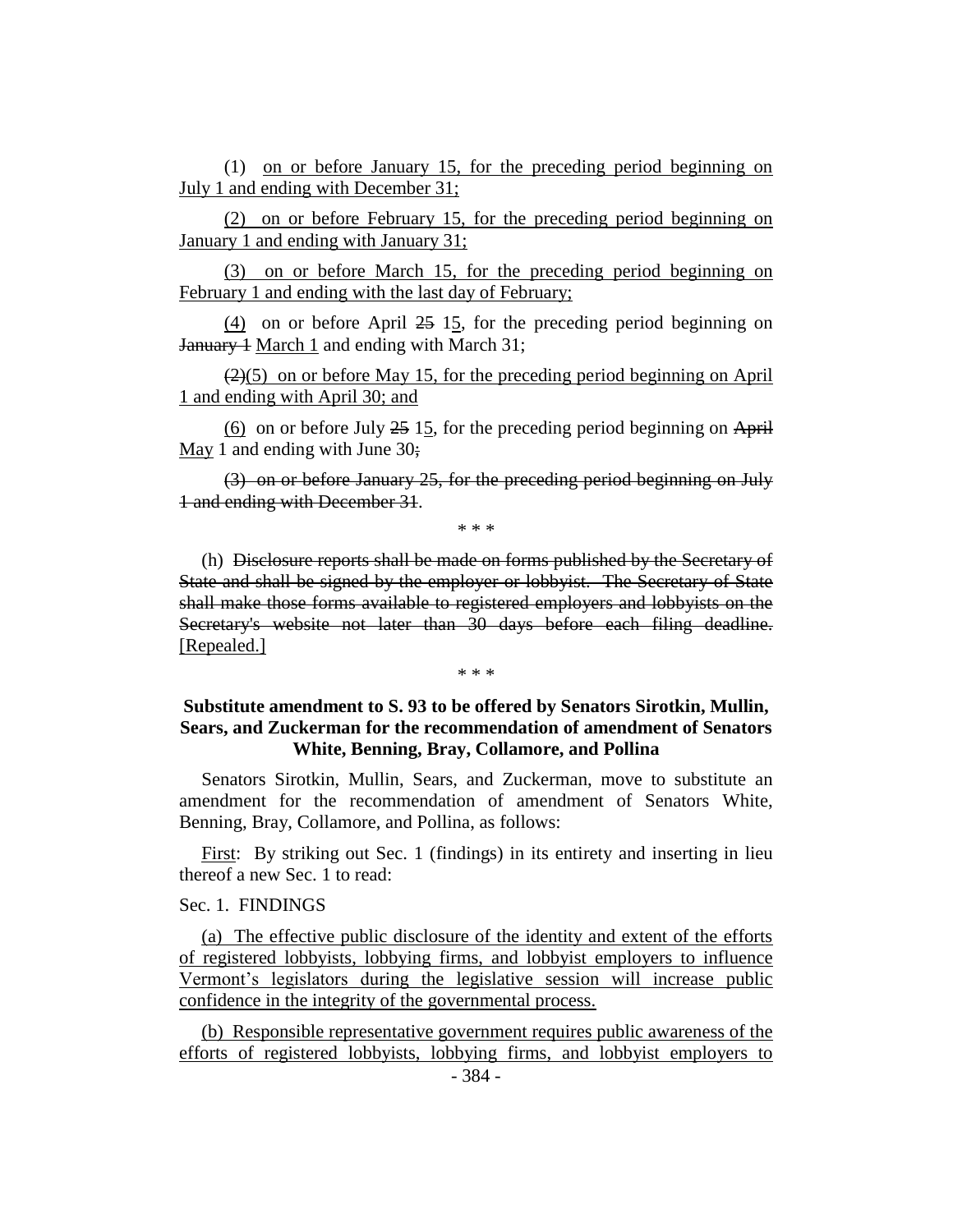(1) on or before January 15, for the preceding period beginning on July 1 and ending with December 31;

(2) on or before February 15, for the preceding period beginning on January 1 and ending with January 31;

(3) on or before March 15, for the preceding period beginning on February 1 and ending with the last day of February;

(4) on or before April ~~25~~ 15, for the preceding period beginning on ~~January 1~~ March 1 and ending with March 31;

~~(2)~~(5) on or before May 15, for the preceding period beginning on April 1 and ending with April 30; and

(6) on or before July ~~25~~ 15, for the preceding period beginning on ~~April~~ May 1 and ending with June 30~~;~~

~~(3) on or before January 25, for the preceding period beginning on July 1 and ending with December 31~~.

\* \* \*

(h) ~~Disclosure reports shall be made on forms published by the Secretary of State and shall be signed by the employer or lobbyist. The Secretary of State shall make those forms available to registered employers and lobbyists on the Secretary's website not later than 30 days before each filing deadline.~~ [Repealed.]

\* \* \*

**Substitute amendment to S. 93 to be offered by Senators Sirotkin, Mullin, Sears, and Zuckerman for the recommendation of amendment of Senators White, Benning, Bray, Collamore, and Pollina**

Senators Sirotkin, Mullin, Sears, and Zuckerman, move to substitute an amendment for the recommendation of amendment of Senators White, Benning, Bray, Collamore, and Pollina, as follows:

First: By striking out Sec. 1 (findings) in its entirety and inserting in lieu thereof a new Sec. 1 to read:

Sec. 1. FINDINGS

(a) The effective public disclosure of the identity and extent of the efforts of registered lobbyists, lobbying firms, and lobbyist employers to influence Vermont's legislators during the legislative session will increase public confidence in the integrity of the governmental process.

(b) Responsible representative government requires public awareness of the efforts of registered lobbyists, lobbying firms, and lobbyist employers to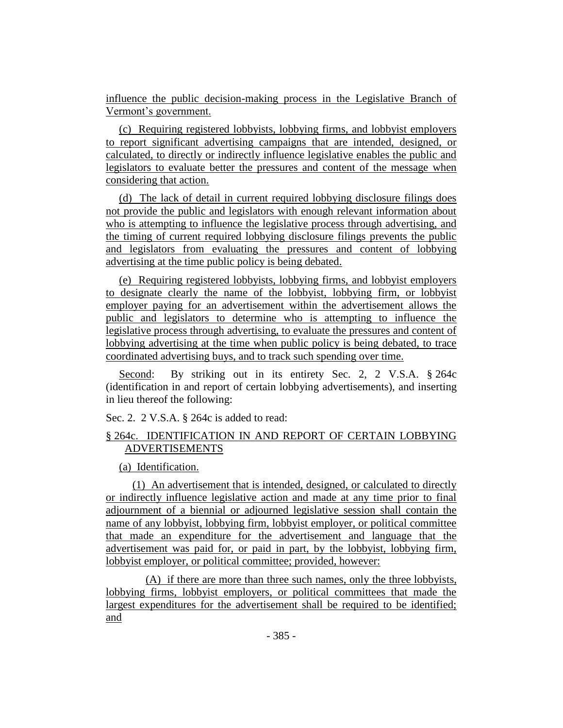influence the public decision-making process in the Legislative Branch of Vermont's government.

(c) Requiring registered lobbyists, lobbying firms, and lobbyist employers to report significant advertising campaigns that are intended, designed, or calculated, to directly or indirectly influence legislative enables the public and legislators to evaluate better the pressures and content of the message when considering that action.

(d) The lack of detail in current required lobbying disclosure filings does not provide the public and legislators with enough relevant information about who is attempting to influence the legislative process through advertising, and the timing of current required lobbying disclosure filings prevents the public and legislators from evaluating the pressures and content of lobbying advertising at the time public policy is being debated.

(e) Requiring registered lobbyists, lobbying firms, and lobbyist employers to designate clearly the name of the lobbyist, lobbying firm, or lobbyist employer paying for an advertisement within the advertisement allows the public and legislators to determine who is attempting to influence the legislative process through advertising, to evaluate the pressures and content of lobbying advertising at the time when public policy is being debated, to trace coordinated advertising buys, and to track such spending over time.

Second: By striking out in its entirety Sec. 2, 2 V.S.A. § 264c (identification in and report of certain lobbying advertisements), and inserting in lieu thereof the following:

Sec. 2. 2 V.S.A. § 264c is added to read:

§ 264c. IDENTIFICATION IN AND REPORT OF CERTAIN LOBBYING ADVERTISEMENTS

(a) Identification.

(1) An advertisement that is intended, designed, or calculated to directly or indirectly influence legislative action and made at any time prior to final adjournment of a biennial or adjourned legislative session shall contain the name of any lobbyist, lobbying firm, lobbyist employer, or political committee that made an expenditure for the advertisement and language that the advertisement was paid for, or paid in part, by the lobbyist, lobbying firm, lobbyist employer, or political committee; provided, however:

(A) if there are more than three such names, only the three lobbyists, lobbying firms, lobbyist employers, or political committees that made the largest expenditures for the advertisement shall be required to be identified; and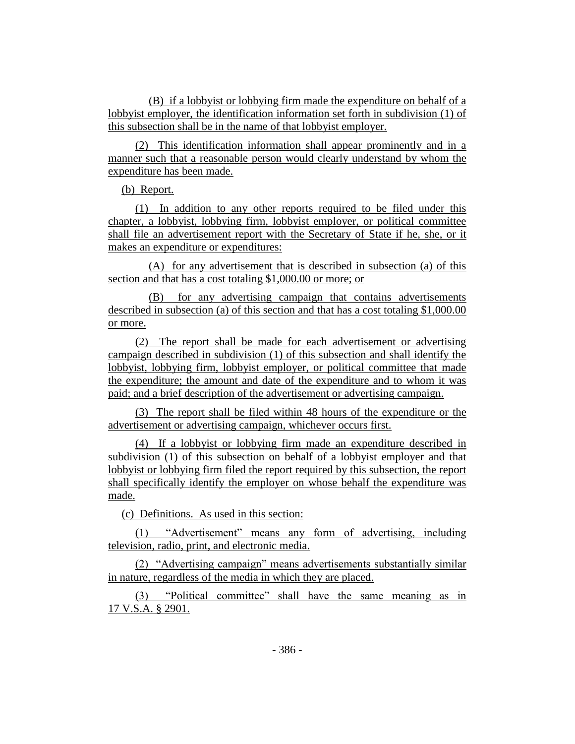(B) if a lobbyist or lobbying firm made the expenditure on behalf of a lobbyist employer, the identification information set forth in subdivision (1) of this subsection shall be in the name of that lobbyist employer.

(2) This identification information shall appear prominently and in a manner such that a reasonable person would clearly understand by whom the expenditure has been made.

(b) Report.

(1) In addition to any other reports required to be filed under this chapter, a lobbyist, lobbying firm, lobbyist employer, or political committee shall file an advertisement report with the Secretary of State if he, she, or it makes an expenditure or expenditures:

(A) for any advertisement that is described in subsection (a) of this section and that has a cost totaling $1,000.00 or more; or

(B) for any advertising campaign that contains advertisements described in subsection (a) of this section and that has a cost totaling $1,000.00 or more.

(2) The report shall be made for each advertisement or advertising campaign described in subdivision (1) of this subsection and shall identify the lobbyist, lobbying firm, lobbyist employer, or political committee that made the expenditure; the amount and date of the expenditure and to whom it was paid; and a brief description of the advertisement or advertising campaign.

(3) The report shall be filed within 48 hours of the expenditure or the advertisement or advertising campaign, whichever occurs first.

(4) If a lobbyist or lobbying firm made an expenditure described in subdivision (1) of this subsection on behalf of a lobbyist employer and that lobbyist or lobbying firm filed the report required by this subsection, the report shall specifically identify the employer on whose behalf the expenditure was made.

(c) Definitions. As used in this section:

(1) "Advertisement" means any form of advertising, including television, radio, print, and electronic media.

(2) "Advertising campaign" means advertisements substantially similar in nature, regardless of the media in which they are placed.

(3) "Political committee" shall have the same meaning as in 17 V.S.A. § 2901.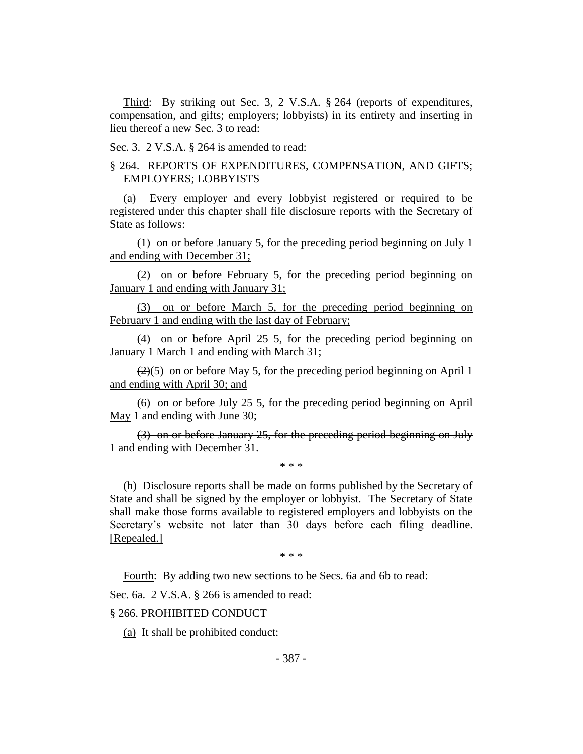<u>Third</u>: By striking out Sec. 3, 2 V.S.A. § 264 (reports of expenditures, compensation, and gifts; employers; lobbyists) in its entirety and inserting in lieu thereof a new Sec. 3 to read:

Sec. 3. 2 V.S.A. § 264 is amended to read:

§ 264. REPORTS OF EXPENDITURES, COMPENSATION, AND GIFTS; EMPLOYERS; LOBBYISTS

(a) Every employer and every lobbyist registered or required to be registered under this chapter shall file disclosure reports with the Secretary of State as follows:

(1) <u>on or before January 5, for the preceding period beginning on July 1 and ending with December 31;</u>

<u>(2) on or before February 5, for the preceding period beginning on January 1 and ending with January 31;</u>

<u>(3) on or before March 5, for the preceding period beginning on February 1 and ending with the last day of February;</u>

<u>(4)</u> on or before April ~~25~~ <u>5</u>, for the preceding period beginning on ~~January 1~~ <u>March 1</u> and ending with March 31;

~~(2)~~<u>(5) on or before May 5, for the preceding period beginning on April 1 and ending with April 30; and</u>

<u>(6)</u> on or before July ~~25~~ <u>5</u>, for the preceding period beginning on ~~April~~ <u>May</u> 1 and ending with June 30~~;~~

~~(3) on or before January 25, for the preceding period beginning on July 1 and ending with December 31~~.

\* \* \*

(h) ~~Disclosure reports shall be made on forms published by the Secretary of State and shall be signed by the employer or lobbyist. The Secretary of State shall make those forms available to registered employers and lobbyists on the Secretary's website not later than 30 days before each filing deadline.~~ <u>[Repealed.]</u>

\* \* \*

<u>Fourth</u>: By adding two new sections to be Secs. 6a and 6b to read:

Sec. 6a. 2 V.S.A. § 266 is amended to read:

§ 266. PROHIBITED CONDUCT

<u>(a)</u> It shall be prohibited conduct: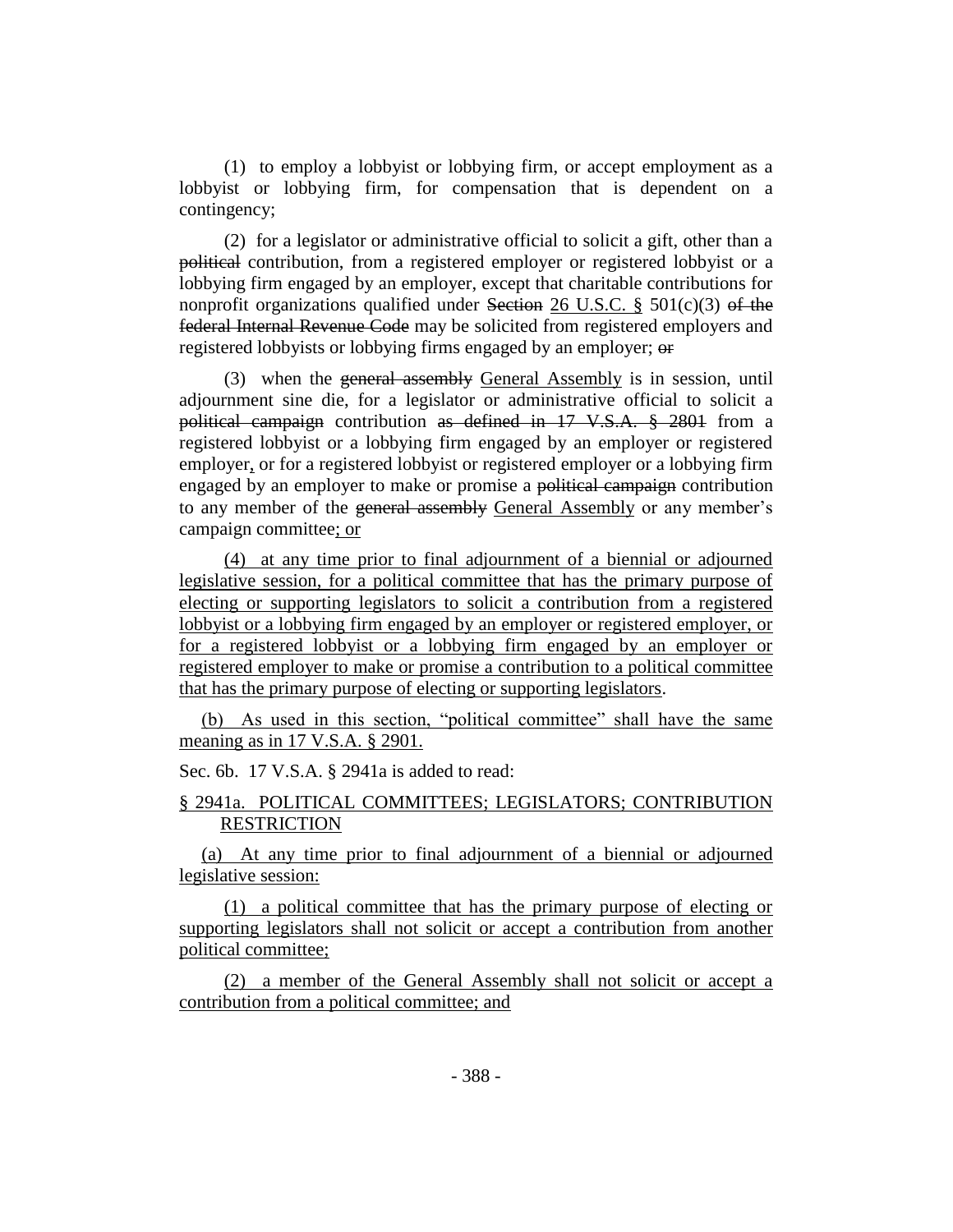(1) to employ a lobbyist or lobbying firm, or accept employment as a lobbyist or lobbying firm, for compensation that is dependent on a contingency;

(2) for a legislator or administrative official to solicit a gift, other than a ~~political~~ contribution, from a registered employer or registered lobbyist or a lobbying firm engaged by an employer, except that charitable contributions for nonprofit organizations qualified under ~~Section~~ 26 U.S.C. § 501(c)(3) ~~of the federal Internal Revenue Code~~ may be solicited from registered employers and registered lobbyists or lobbying firms engaged by an employer; ~~or~~

(3) when the ~~general assembly~~ General Assembly is in session, until adjournment sine die, for a legislator or administrative official to solicit a ~~political campaign~~ contribution ~~as defined in 17 V.S.A. § 2801~~ from a registered lobbyist or a lobbying firm engaged by an employer or registered employer, or for a registered lobbyist or registered employer or a lobbying firm engaged by an employer to make or promise a ~~political campaign~~ contribution to any member of the ~~general assembly~~ General Assembly or any member's campaign committee; or

(4) at any time prior to final adjournment of a biennial or adjourned legislative session, for a political committee that has the primary purpose of electing or supporting legislators to solicit a contribution from a registered lobbyist or a lobbying firm engaged by an employer or registered employer, or for a registered lobbyist or a lobbying firm engaged by an employer or registered employer to make or promise a contribution to a political committee that has the primary purpose of electing or supporting legislators.

(b) As used in this section, "political committee" shall have the same meaning as in 17 V.S.A. § 2901.

Sec. 6b. 17 V.S.A. § 2941a is added to read:

§ 2941a. POLITICAL COMMITTEES; LEGISLATORS; CONTRIBUTION RESTRICTION

(a) At any time prior to final adjournment of a biennial or adjourned legislative session:

(1) a political committee that has the primary purpose of electing or supporting legislators shall not solicit or accept a contribution from another political committee;

(2) a member of the General Assembly shall not solicit or accept a contribution from a political committee; and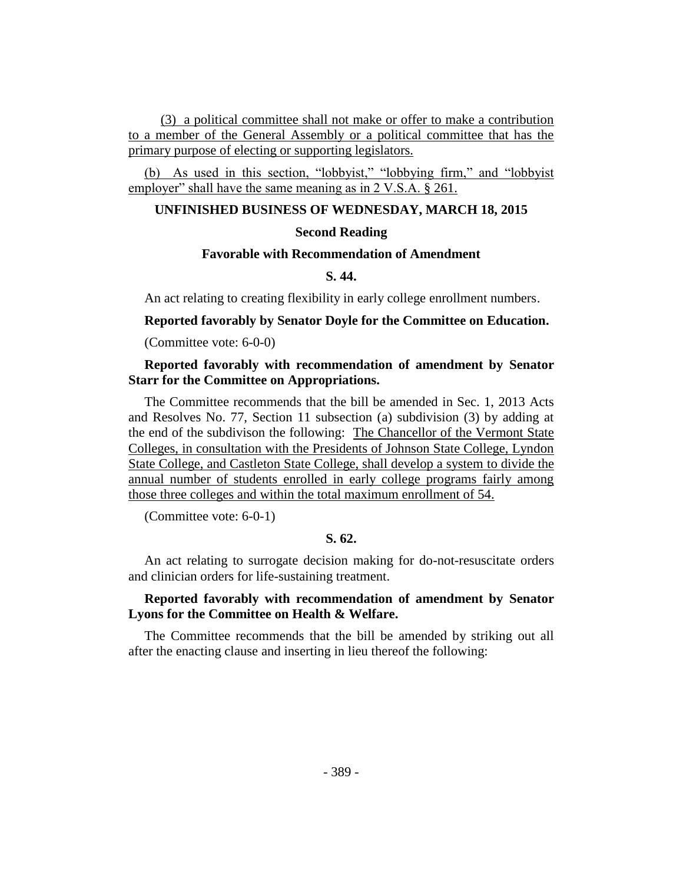(3) a political committee shall not make or offer to make a contribution to a member of the General Assembly or a political committee that has the primary purpose of electing or supporting legislators.

(b) As used in this section, "lobbyist," "lobbying firm," and "lobbyist employer" shall have the same meaning as in 2 V.S.A. § 261.

## UNFINISHED BUSINESS OF WEDNESDAY, MARCH 18, 2015

### Second Reading

### Favorable with Recommendation of Amendment

### S. 44.

An act relating to creating flexibility in early college enrollment numbers.

**Reported favorably by Senator Doyle for the Committee on Education.**

(Committee vote: 6-0-0)

**Reported favorably with recommendation of amendment by Senator Starr for the Committee on Appropriations.**

The Committee recommends that the bill be amended in Sec. 1, 2013 Acts and Resolves No. 77, Section 11 subsection (a) subdivision (3) by adding at the end of the subdivison the following: The Chancellor of the Vermont State Colleges, in consultation with the Presidents of Johnson State College, Lyndon State College, and Castleton State College, shall develop a system to divide the annual number of students enrolled in early college programs fairly among those three colleges and within the total maximum enrollment of 54.

(Committee vote: 6-0-1)

### S. 62.

An act relating to surrogate decision making for do-not-resuscitate orders and clinician orders for life-sustaining treatment.

**Reported favorably with recommendation of amendment by Senator Lyons for the Committee on Health & Welfare.**

The Committee recommends that the bill be amended by striking out all after the enacting clause and inserting in lieu thereof the following: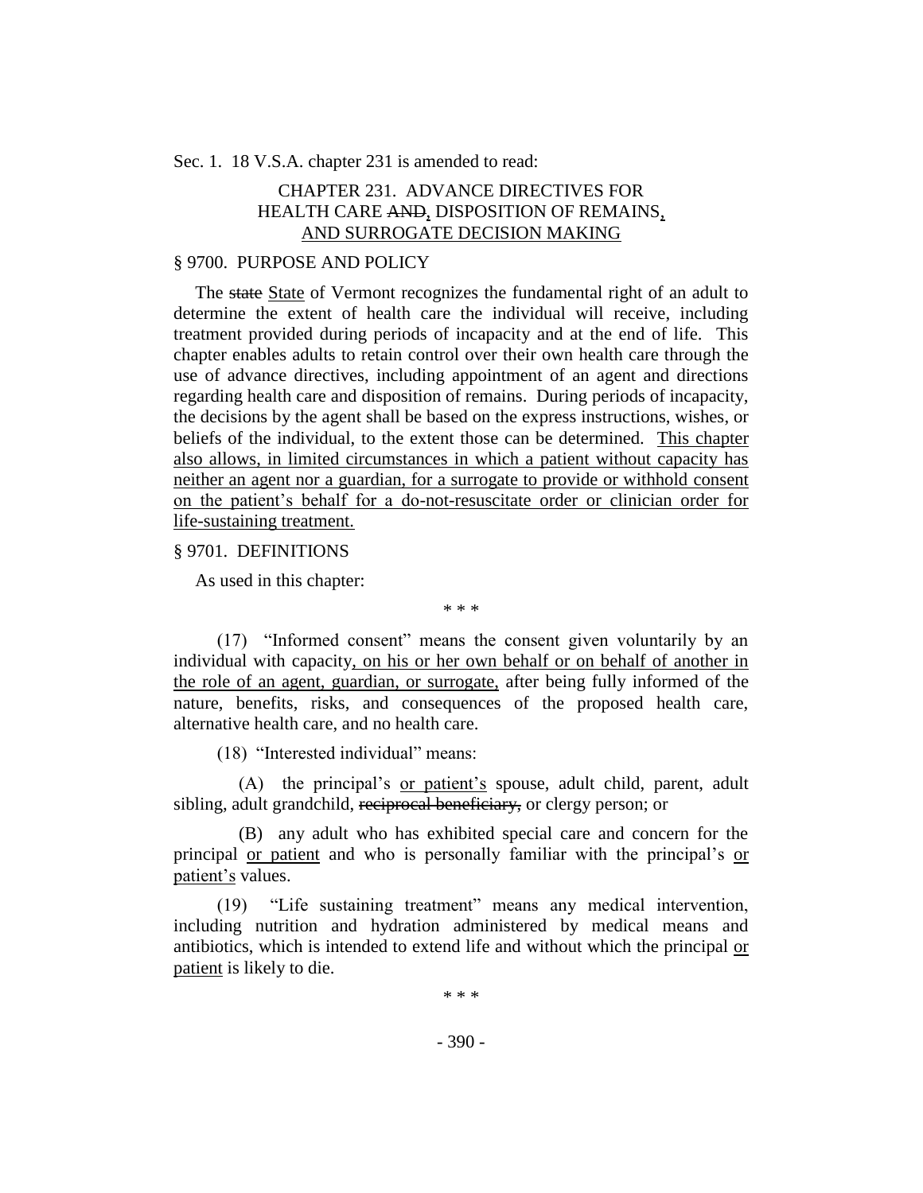Sec. 1. 18 V.S.A. chapter 231 is amended to read:

CHAPTER 231. ADVANCE DIRECTIVES FOR HEALTH CARE ~~AND~~, DISPOSITION OF REMAINS, AND SURROGATE DECISION MAKING

§ 9700. PURPOSE AND POLICY

The ~~state~~ State of Vermont recognizes the fundamental right of an adult to determine the extent of health care the individual will receive, including treatment provided during periods of incapacity and at the end of life. This chapter enables adults to retain control over their own health care through the use of advance directives, including appointment of an agent and directions regarding health care and disposition of remains. During periods of incapacity, the decisions by the agent shall be based on the express instructions, wishes, or beliefs of the individual, to the extent those can be determined. This chapter also allows, in limited circumstances in which a patient without capacity has neither an agent nor a guardian, for a surrogate to provide or withhold consent on the patient's behalf for a do-not-resuscitate order or clinician order for life-sustaining treatment.

§ 9701. DEFINITIONS

As used in this chapter:

\* \* \*

(17) "Informed consent" means the consent given voluntarily by an individual with capacity, on his or her own behalf or on behalf of another in the role of an agent, guardian, or surrogate, after being fully informed of the nature, benefits, risks, and consequences of the proposed health care, alternative health care, and no health care.

(18) "Interested individual" means:

(A) the principal's or patient's spouse, adult child, parent, adult sibling, adult grandchild, ~~reciprocal beneficiary,~~ or clergy person; or

(B) any adult who has exhibited special care and concern for the principal or patient and who is personally familiar with the principal's or patient's values.

(19) "Life sustaining treatment" means any medical intervention, including nutrition and hydration administered by medical means and antibiotics, which is intended to extend life and without which the principal or patient is likely to die.

\* \* \*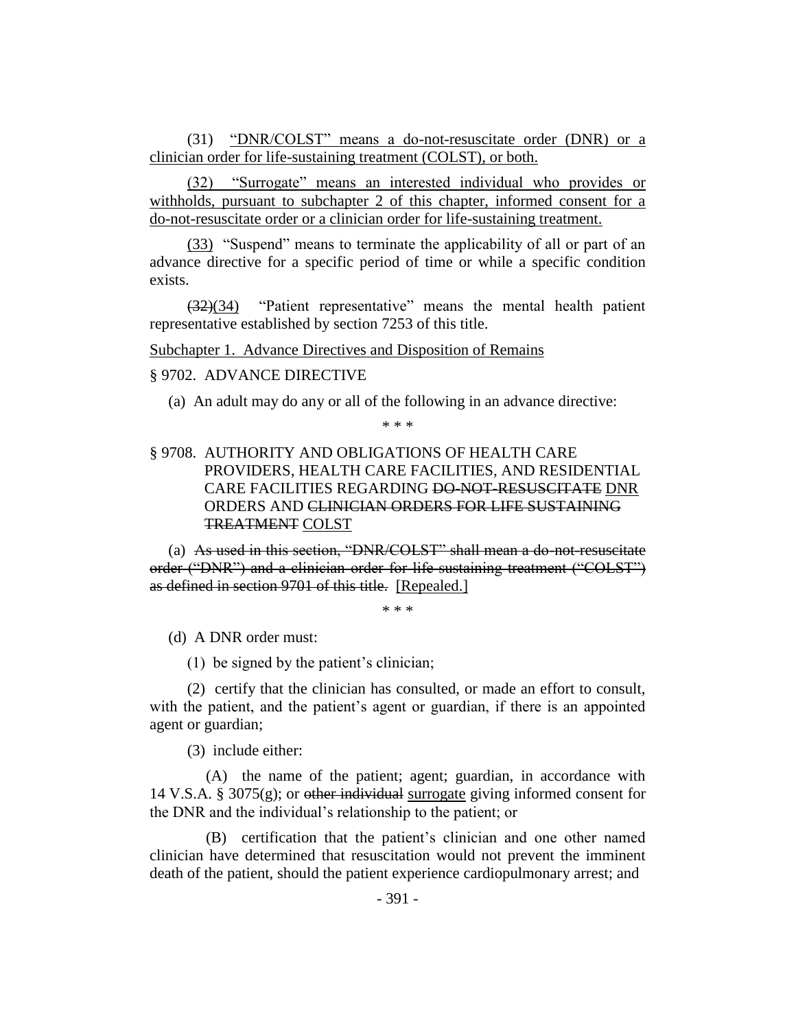(31) <u>"DNR/COLST" means a do-not-resuscitate order (DNR) or a clinician order for life-sustaining treatment (COLST), or both.</u>

(32) <u>"Surrogate" means an interested individual who provides or withholds, pursuant to subchapter 2 of this chapter, informed consent for a do-not-resuscitate order or a clinician order for life-sustaining treatment.</u>

<u>(33)</u> "Suspend" means to terminate the applicability of all or part of an advance directive for a specific period of time or while a specific condition exists.

~~(32)~~<u>(34)</u> "Patient representative" means the mental health patient representative established by section 7253 of this title.

<u>Subchapter 1. Advance Directives and Disposition of Remains</u>

§ 9702. ADVANCE DIRECTIVE

(a) An adult may do any or all of the following in an advance directive:

\* \* \*

§ 9708. AUTHORITY AND OBLIGATIONS OF HEALTH CARE PROVIDERS, HEALTH CARE FACILITIES, AND RESIDENTIAL CARE FACILITIES REGARDING ~~DO-NOT-RESUSCITATE~~ <u>DNR</u> ORDERS AND ~~CLINICIAN ORDERS FOR LIFE SUSTAINING TREATMENT~~ <u>COLST</u>

(a) ~~As used in this section, "DNR/COLST" shall mean a do-not-resuscitate order ("DNR") and a clinician order for life-sustaining treatment ("COLST") as defined in section 9701 of this title.~~ <u>[Repealed.]</u>

\* \* \*

(d) A DNR order must:

(1) be signed by the patient's clinician;

(2) certify that the clinician has consulted, or made an effort to consult, with the patient, and the patient's agent or guardian, if there is an appointed agent or guardian;

(3) include either:

(A) the name of the patient; agent; guardian, in accordance with 14 V.S.A. § 3075(g); or ~~other individual~~ <u>surrogate</u> giving informed consent for the DNR and the individual's relationship to the patient; or

(B) certification that the patient's clinician and one other named clinician have determined that resuscitation would not prevent the imminent death of the patient, should the patient experience cardiopulmonary arrest; and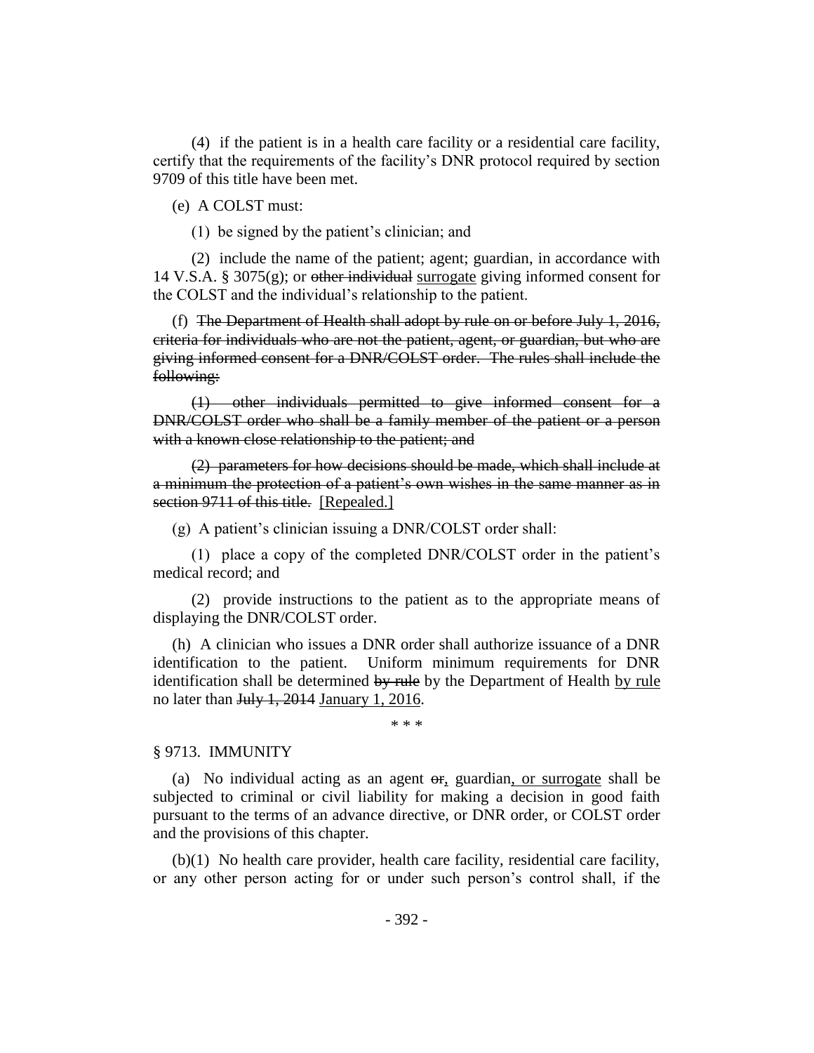(4) if the patient is in a health care facility or a residential care facility, certify that the requirements of the facility's DNR protocol required by section 9709 of this title have been met.

(e) A COLST must:

(1) be signed by the patient's clinician; and

(2) include the name of the patient; agent; guardian, in accordance with 14 V.S.A. § 3075(g); or ~~other individual~~ surrogate giving informed consent for the COLST and the individual's relationship to the patient.

(f) ~~The Department of Health shall adopt by rule on or before July 1, 2016, criteria for individuals who are not the patient, agent, or guardian, but who are giving informed consent for a DNR/COLST order. The rules shall include the following:~~

~~(1) other individuals permitted to give informed consent for a DNR/COLST order who shall be a family member of the patient or a person with a known close relationship to the patient; and~~

~~(2) parameters for how decisions should be made, which shall include at a minimum the protection of a patient's own wishes in the same manner as in section 9711 of this title.~~ [Repealed.]

(g) A patient's clinician issuing a DNR/COLST order shall:

(1) place a copy of the completed DNR/COLST order in the patient's medical record; and

(2) provide instructions to the patient as to the appropriate means of displaying the DNR/COLST order.

(h) A clinician who issues a DNR order shall authorize issuance of a DNR identification to the patient. Uniform minimum requirements for DNR identification shall be determined ~~by rule~~ by the Department of Health by rule no later than ~~July 1, 2014~~ January 1, 2016.

\* \* \*

§ 9713. IMMUNITY

(a) No individual acting as an agent ~~or~~, guardian, or surrogate shall be subjected to criminal or civil liability for making a decision in good faith pursuant to the terms of an advance directive, or DNR order, or COLST order and the provisions of this chapter.

(b)(1) No health care provider, health care facility, residential care facility, or any other person acting for or under such person's control shall, if the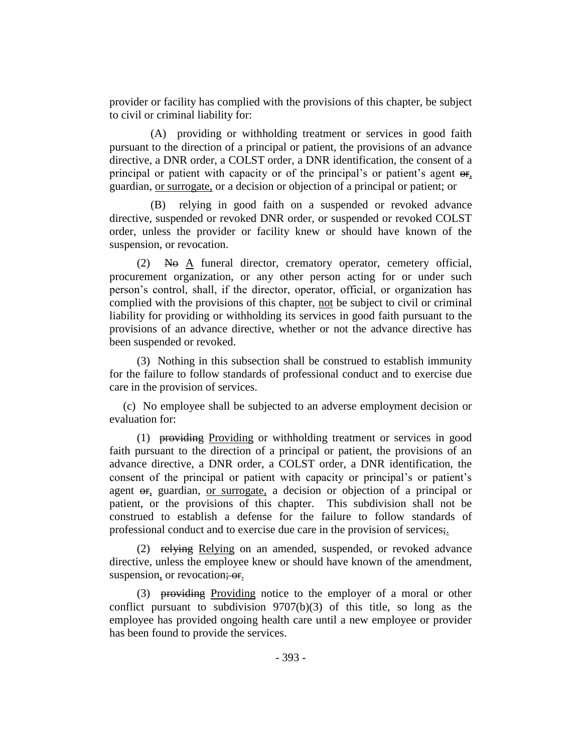provider or facility has complied with the provisions of this chapter, be subject to civil or criminal liability for:

(A) providing or withholding treatment or services in good faith pursuant to the direction of a principal or patient, the provisions of an advance directive, a DNR order, a COLST order, a DNR identification, the consent of a principal or patient with capacity or of the principal's or patient's agent ~~or~~, guardian, or surrogate, or a decision or objection of a principal or patient; or

(B) relying in good faith on a suspended or revoked advance directive, suspended or revoked DNR order, or suspended or revoked COLST order, unless the provider or facility knew or should have known of the suspension, or revocation.

(2) ~~No~~ A funeral director, crematory operator, cemetery official, procurement organization, or any other person acting for or under such person's control, shall, if the director, operator, official, or organization has complied with the provisions of this chapter, not be subject to civil or criminal liability for providing or withholding its services in good faith pursuant to the provisions of an advance directive, whether or not the advance directive has been suspended or revoked.

(3) Nothing in this subsection shall be construed to establish immunity for the failure to follow standards of professional conduct and to exercise due care in the provision of services.

(c) No employee shall be subjected to an adverse employment decision or evaluation for:

(1) ~~providing~~ Providing or withholding treatment or services in good faith pursuant to the direction of a principal or patient, the provisions of an advance directive, a DNR order, a COLST order, a DNR identification, the consent of the principal or patient with capacity or principal's or patient's agent ~~or~~, guardian, or surrogate, a decision or objection of a principal or patient, or the provisions of this chapter. This subdivision shall not be construed to establish a defense for the failure to follow standards of professional conduct and to exercise due care in the provision of services~~;~~.

(2) ~~relying~~ Relying on an amended, suspended, or revoked advance directive, unless the employee knew or should have known of the amendment, suspension, or revocation~~; or~~.

(3) ~~providing~~ Providing notice to the employer of a moral or other conflict pursuant to subdivision 9707(b)(3) of this title, so long as the employee has provided ongoing health care until a new employee or provider has been found to provide the services.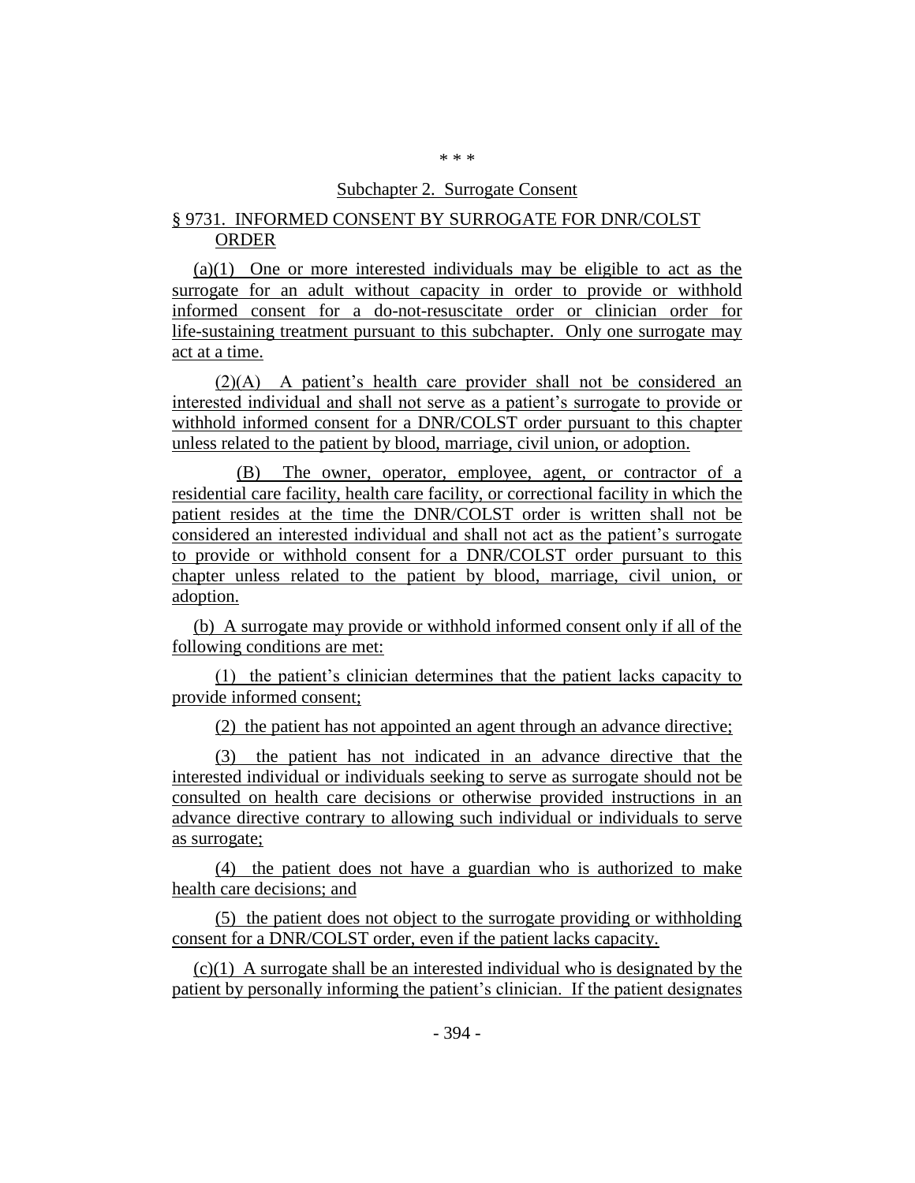\* \* \*

Subchapter 2. Surrogate Consent

§ 9731. INFORMED CONSENT BY SURROGATE FOR DNR/COLST ORDER

(a)(1) One or more interested individuals may be eligible to act as the surrogate for an adult without capacity in order to provide or withhold informed consent for a do-not-resuscitate order or clinician order for life-sustaining treatment pursuant to this subchapter. Only one surrogate may act at a time.

(2)(A) A patient's health care provider shall not be considered an interested individual and shall not serve as a patient's surrogate to provide or withhold informed consent for a DNR/COLST order pursuant to this chapter unless related to the patient by blood, marriage, civil union, or adoption.

(B) The owner, operator, employee, agent, or contractor of a residential care facility, health care facility, or correctional facility in which the patient resides at the time the DNR/COLST order is written shall not be considered an interested individual and shall not act as the patient's surrogate to provide or withhold informed consent for a DNR/COLST order pursuant to this chapter unless related to the patient by blood, marriage, civil union, or adoption.

(b) A surrogate may provide or withhold informed consent only if all of the following conditions are met:

(1) the patient's clinician determines that the patient lacks capacity to provide informed consent;

(2) the patient has not appointed an agent through an advance directive;

(3) the patient has not indicated in an advance directive that the interested individual or individuals seeking to serve as surrogate should not be consulted on health care decisions or otherwise provided instructions in an advance directive contrary to allowing such individual or individuals to serve as surrogate;

(4) the patient does not have a guardian who is authorized to make health care decisions; and

(5) the patient does not object to the surrogate providing or withholding consent for a DNR/COLST order, even if the patient lacks capacity.

(c)(1) A surrogate shall be an interested individual who is designated by the patient by personally informing the patient's clinician. If the patient designates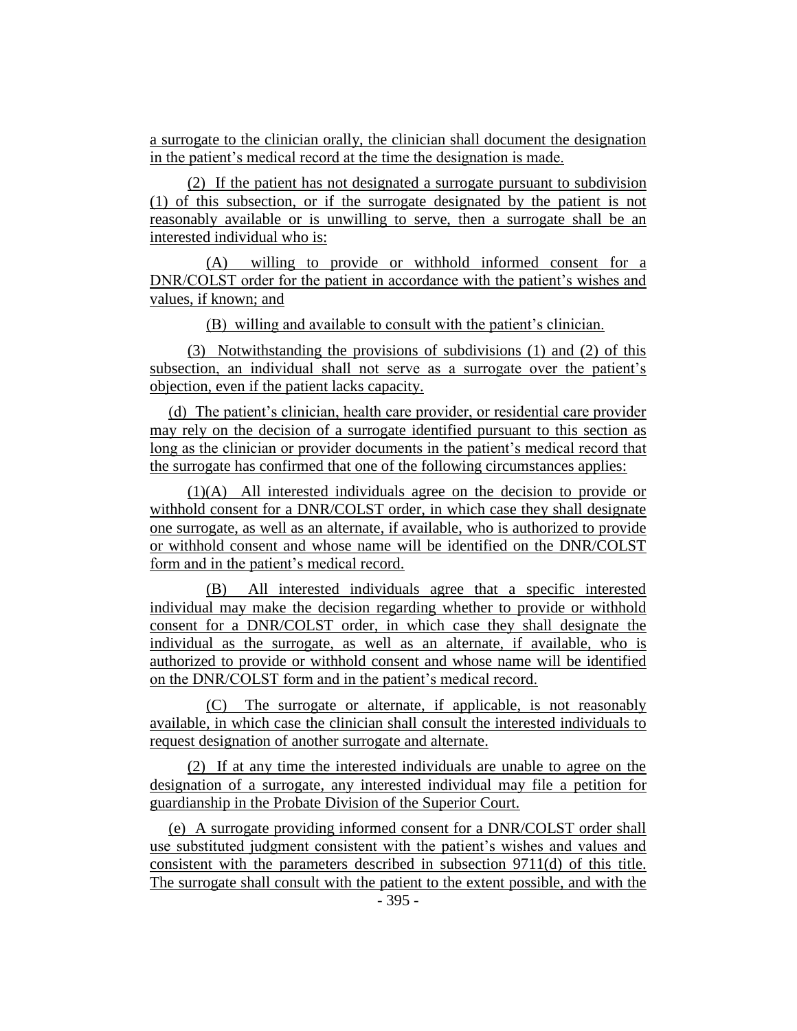a surrogate to the clinician orally, the clinician shall document the designation in the patient's medical record at the time the designation is made.

(2) If the patient has not designated a surrogate pursuant to subdivision (1) of this subsection, or if the surrogate designated by the patient is not reasonably available or is unwilling to serve, then a surrogate shall be an interested individual who is:

(A) willing to provide or withhold informed consent for a DNR/COLST order for the patient in accordance with the patient's wishes and values, if known; and

(B) willing and available to consult with the patient's clinician.

(3) Notwithstanding the provisions of subdivisions (1) and (2) of this subsection, an individual shall not serve as a surrogate over the patient's objection, even if the patient lacks capacity.

(d) The patient's clinician, health care provider, or residential care provider may rely on the decision of a surrogate identified pursuant to this section as long as the clinician or provider documents in the patient's medical record that the surrogate has confirmed that one of the following circumstances applies:

(1)(A) All interested individuals agree on the decision to provide or withhold consent for a DNR/COLST order, in which case they shall designate one surrogate, as well as an alternate, if available, who is authorized to provide or withhold consent and whose name will be identified on the DNR/COLST form and in the patient's medical record.

(B) All interested individuals agree that a specific interested individual may make the decision regarding whether to provide or withhold consent for a DNR/COLST order, in which case they shall designate the individual as the surrogate, as well as an alternate, if available, who is authorized to provide or withhold consent and whose name will be identified on the DNR/COLST form and in the patient's medical record.

(C) The surrogate or alternate, if applicable, is not reasonably available, in which case the clinician shall consult the interested individuals to request designation of another surrogate and alternate.

(2) If at any time the interested individuals are unable to agree on the designation of a surrogate, any interested individual may file a petition for guardianship in the Probate Division of the Superior Court.

(e) A surrogate providing informed consent for a DNR/COLST order shall use substituted judgment consistent with the patient's wishes and values and consistent with the parameters described in subsection 9711(d) of this title. The surrogate shall consult with the patient to the extent possible, and with the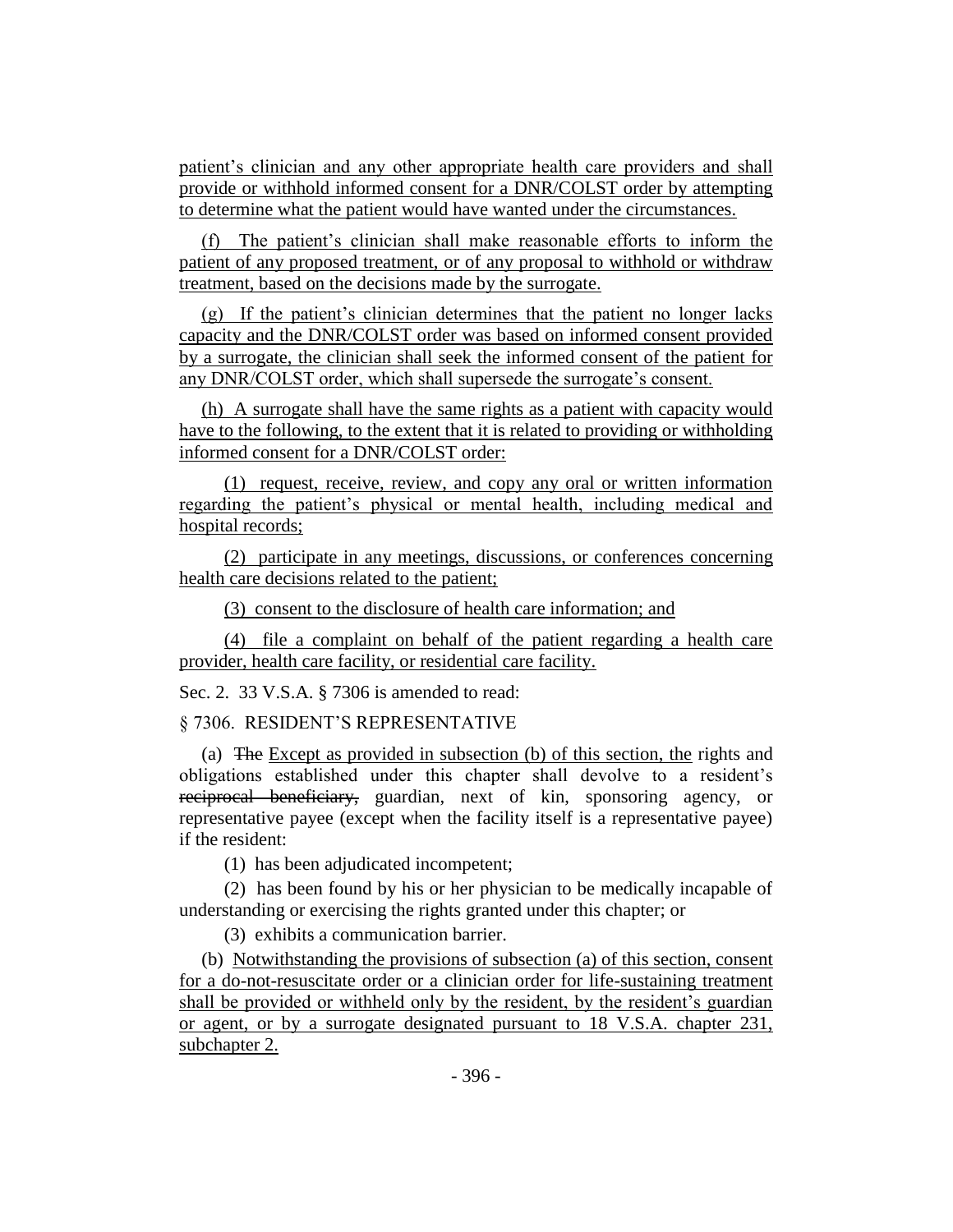patient's clinician and any other appropriate health care providers and shall provide or withhold informed consent for a DNR/COLST order by attempting to determine what the patient would have wanted under the circumstances.

(f) The patient's clinician shall make reasonable efforts to inform the patient of any proposed treatment, or of any proposal to withhold or withdraw treatment, based on the decisions made by the surrogate.

(g) If the patient's clinician determines that the patient no longer lacks capacity and the DNR/COLST order was based on informed consent provided by a surrogate, the clinician shall seek the informed consent of the patient for any DNR/COLST order, which shall supersede the surrogate's consent.

(h) A surrogate shall have the same rights as a patient with capacity would have to the following, to the extent that it is related to providing or withholding informed consent for a DNR/COLST order:

(1) request, receive, review, and copy any oral or written information regarding the patient's physical or mental health, including medical and hospital records;

(2) participate in any meetings, discussions, or conferences concerning health care decisions related to the patient;

(3) consent to the disclosure of health care information; and

(4) file a complaint on behalf of the patient regarding a health care provider, health care facility, or residential care facility.

Sec. 2. 33 V.S.A. § 7306 is amended to read:

§ 7306. RESIDENT'S REPRESENTATIVE

(a) ~~The~~ Except as provided in subsection (b) of this section, the rights and obligations established under this chapter shall devolve to a resident's ~~reciprocal beneficiary,~~ guardian, next of kin, sponsoring agency, or representative payee (except when the facility itself is a representative payee) if the resident:

(1) has been adjudicated incompetent;

(2) has been found by his or her physician to be medically incapable of understanding or exercising the rights granted under this chapter; or

(3) exhibits a communication barrier.

(b) Notwithstanding the provisions of subsection (a) of this section, consent for a do-not-resuscitate order or a clinician order for life-sustaining treatment shall be provided or withheld only by the resident, by the resident's guardian or agent, or by a surrogate designated pursuant to 18 V.S.A. chapter 231, subchapter 2.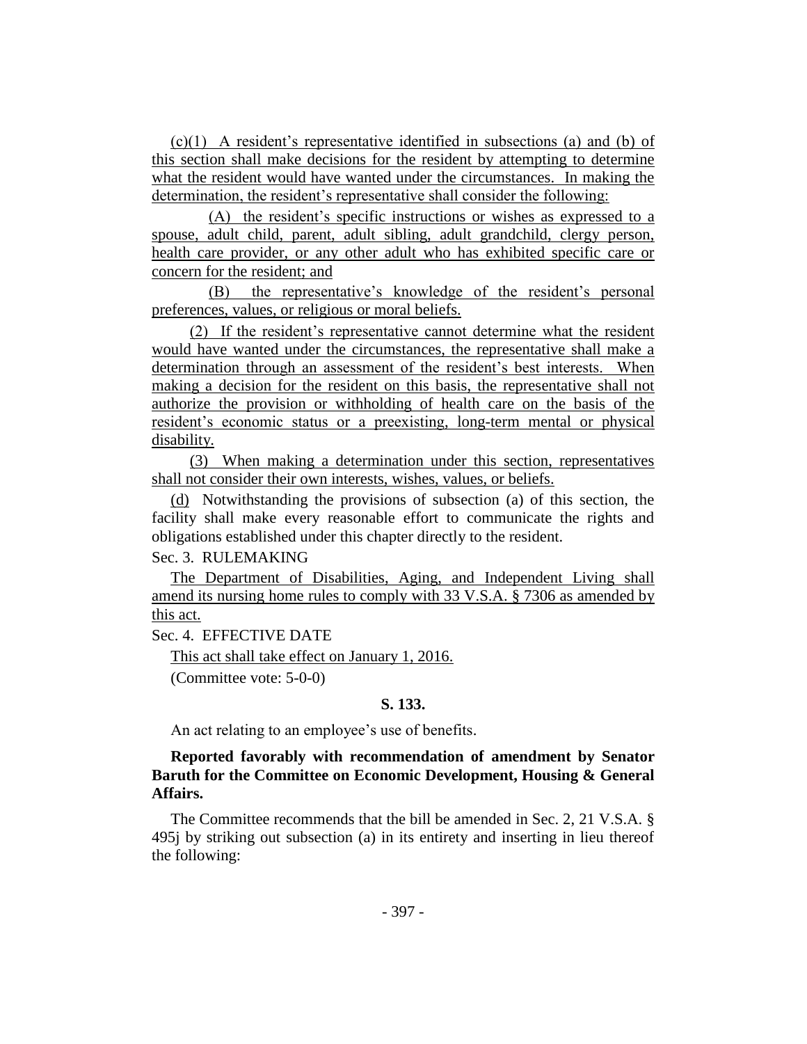(c)(1) A resident's representative identified in subsections (a) and (b) of this section shall make decisions for the resident by attempting to determine what the resident would have wanted under the circumstances. In making the determination, the resident's representative shall consider the following:

(A) the resident's specific instructions or wishes as expressed to a spouse, adult child, parent, adult sibling, adult grandchild, clergy person, health care provider, or any other adult who has exhibited specific care or concern for the resident; and

(B) the representative's knowledge of the resident's personal preferences, values, or religious or moral beliefs.

(2) If the resident's representative cannot determine what the resident would have wanted under the circumstances, the representative shall make a determination through an assessment of the resident's best interests. When making a decision for the resident on this basis, the representative shall not authorize the provision or withholding of health care on the basis of the resident's economic status or a preexisting, long-term mental or physical disability.

(3) When making a determination under this section, representatives shall not consider their own interests, wishes, values, or beliefs.

(d) Notwithstanding the provisions of subsection (a) of this section, the facility shall make every reasonable effort to communicate the rights and obligations established under this chapter directly to the resident.

Sec. 3. RULEMAKING

The Department of Disabilities, Aging, and Independent Living shall amend its nursing home rules to comply with 33 V.S.A. § 7306 as amended by this act.

Sec. 4. EFFECTIVE DATE

This act shall take effect on January 1, 2016.

(Committee vote: 5-0-0)

**S. 133.**

An act relating to an employee's use of benefits.

**Reported favorably with recommendation of amendment by Senator Baruth for the Committee on Economic Development, Housing & General Affairs.**

The Committee recommends that the bill be amended in Sec. 2, 21 V.S.A. § 495j by striking out subsection (a) in its entirety and inserting in lieu thereof the following: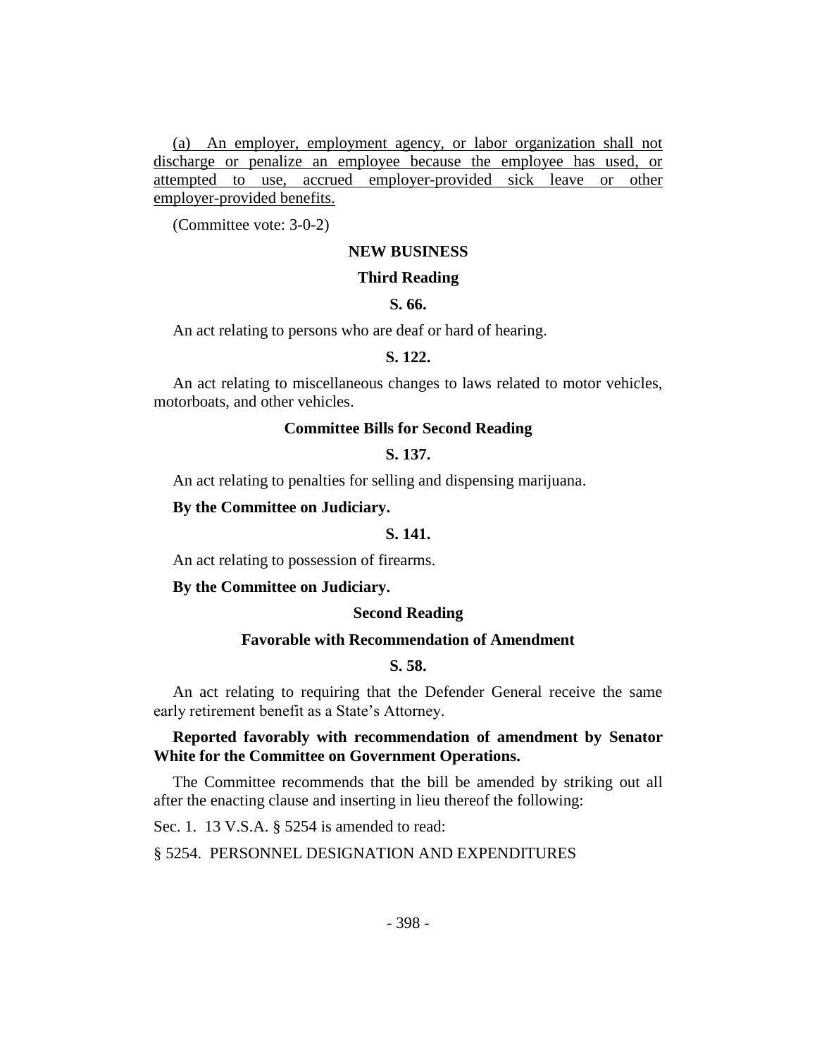(a) An employer, employment agency, or labor organization shall not discharge or penalize an employee because the employee has used, or attempted to use, accrued employer-provided sick leave or other employer-provided benefits.

(Committee vote: 3-0-2)

**NEW BUSINESS**

**Third Reading**

**S. 66.**

An act relating to persons who are deaf or hard of hearing.

**S. 122.**

An act relating to miscellaneous changes to laws related to motor vehicles, motorboats, and other vehicles.

**Committee Bills for Second Reading**

**S. 137.**

An act relating to penalties for selling and dispensing marijuana.

**By the Committee on Judiciary.**

**S. 141.**

An act relating to possession of firearms.

**By the Committee on Judiciary.**

**Second Reading**

**Favorable with Recommendation of Amendment**

**S. 58.**

An act relating to requiring that the Defender General receive the same early retirement benefit as a State's Attorney.

**Reported favorably with recommendation of amendment by Senator White for the Committee on Government Operations.**

The Committee recommends that the bill be amended by striking out all after the enacting clause and inserting in lieu thereof the following:

Sec. 1. 13 V.S.A. § 5254 is amended to read:

§ 5254. PERSONNEL DESIGNATION AND EXPENDITURES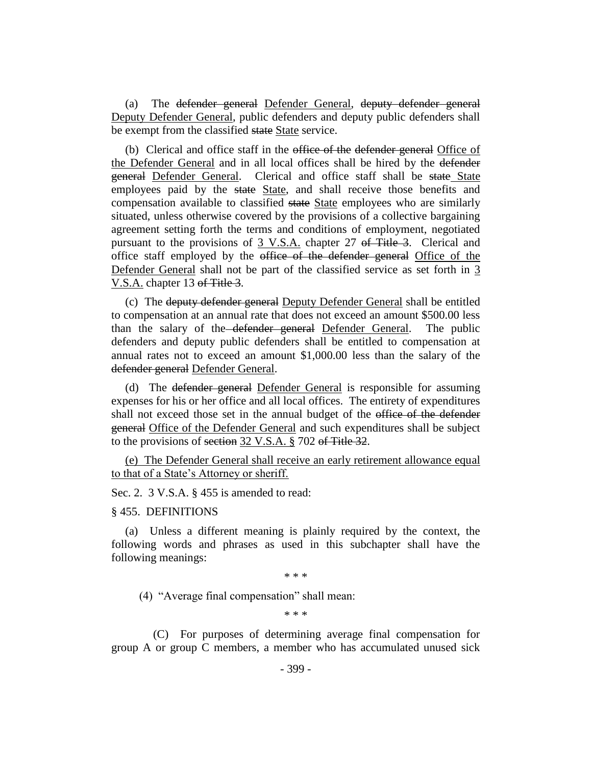(a) The ~~defender general~~ Defender General, ~~deputy defender general~~ Deputy Defender General, public defenders and deputy public defenders shall be exempt from the classified ~~state~~ State service.

(b) Clerical and office staff in the ~~office of the defender general~~ Office of the Defender General and in all local offices shall be hired by the ~~defender general~~ Defender General. Clerical and office staff shall be ~~state~~ State employees paid by the ~~state~~ State, and shall receive those benefits and compensation available to classified ~~state~~ State employees who are similarly situated, unless otherwise covered by the provisions of a collective bargaining agreement setting forth the terms and conditions of employment, negotiated pursuant to the provisions of 3 V.S.A. chapter 27 ~~of Title 3~~. Clerical and office staff employed by the ~~office of the defender general~~ Office of the Defender General shall not be part of the classified service as set forth in 3 V.S.A. chapter 13 ~~of Title 3~~.

(c) The ~~deputy defender general~~ Deputy Defender General shall be entitled to compensation at an annual rate that does not exceed an amount $500.00 less than the salary of the ~~defender general~~ Defender General. The public defenders and deputy public defenders shall be entitled to compensation at annual rates not to exceed an amount $1,000.00 less than the salary of the ~~defender general~~ Defender General.

(d) The ~~defender general~~ Defender General is responsible for assuming expenses for his or her office and all local offices. The entirety of expenditures shall not exceed those set in the annual budget of the ~~office of the defender general~~ Office of the Defender General and such expenditures shall be subject to the provisions of ~~section~~ 32 V.S.A. § 702 ~~of Title 32~~.

(e) The Defender General shall receive an early retirement allowance equal to that of a State's Attorney or sheriff.

Sec. 2. 3 V.S.A. § 455 is amended to read:

§ 455. DEFINITIONS

(a) Unless a different meaning is plainly required by the context, the following words and phrases as used in this subchapter shall have the following meanings:

\* \* \*

(4) "Average final compensation" shall mean:

\* \* \*

(C) For purposes of determining average final compensation for group A or group C members, a member who has accumulated unused sick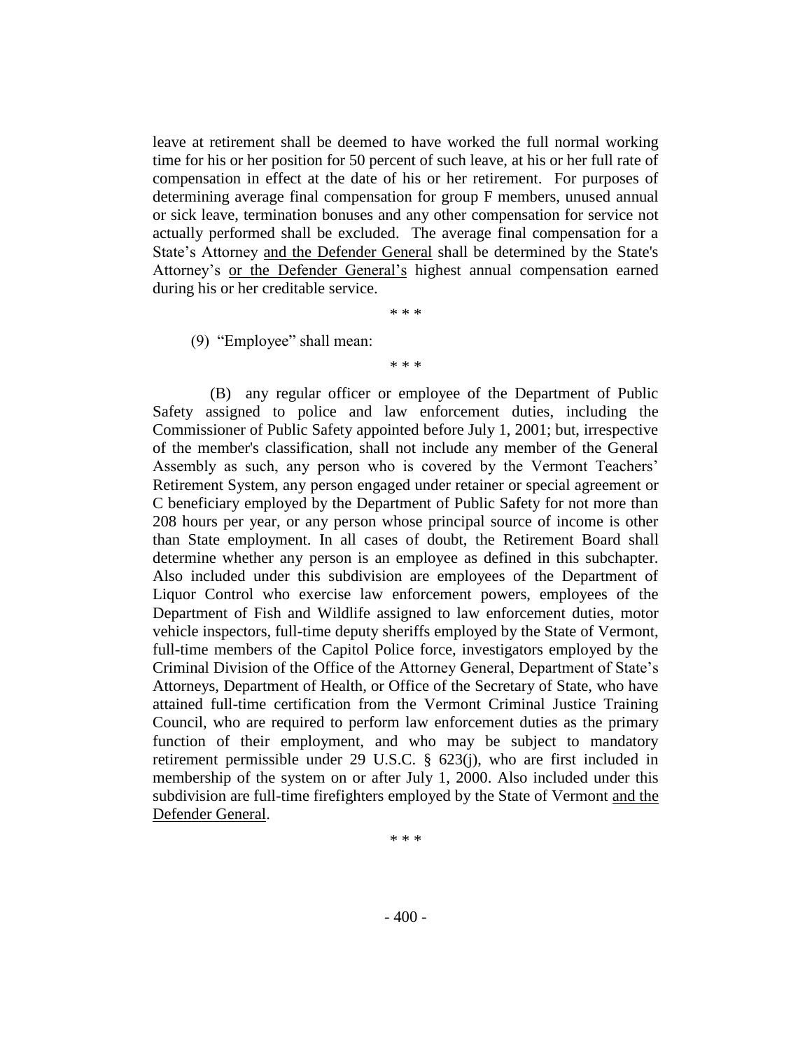leave at retirement shall be deemed to have worked the full normal working time for his or her position for 50 percent of such leave, at his or her full rate of compensation in effect at the date of his or her retirement. For purposes of determining average final compensation for group F members, unused annual or sick leave, termination bonuses and any other compensation for service not actually performed shall be excluded. The average final compensation for a State's Attorney <u>and the Defender General</u> shall be determined by the State's Attorney's <u>or the Defender General's</u> highest annual compensation earned during his or her creditable service.

\* \* \*

(9) "Employee" shall mean:

\* \* \*

(B) any regular officer or employee of the Department of Public Safety assigned to police and law enforcement duties, including the Commissioner of Public Safety appointed before July 1, 2001; but, irrespective of the member's classification, shall not include any member of the General Assembly as such, any person who is covered by the Vermont Teachers' Retirement System, any person engaged under retainer or special agreement or C beneficiary employed by the Department of Public Safety for not more than 208 hours per year, or any person whose principal source of income is other than State employment. In all cases of doubt, the Retirement Board shall determine whether any person is an employee as defined in this subchapter. Also included under this subdivision are employees of the Department of Liquor Control who exercise law enforcement powers, employees of the Department of Fish and Wildlife assigned to law enforcement duties, motor vehicle inspectors, full-time deputy sheriffs employed by the State of Vermont, full-time members of the Capitol Police force, investigators employed by the Criminal Division of the Office of the Attorney General, Department of State's Attorneys, Department of Health, or Office of the Secretary of State, who have attained full-time certification from the Vermont Criminal Justice Training Council, who are required to perform law enforcement duties as the primary function of their employment, and who may be subject to mandatory retirement permissible under 29 U.S.C. § 623(j), who are first included in membership of the system on or after July 1, 2000. Also included under this subdivision are full-time firefighters employed by the State of Vermont <u>and the Defender General</u>.

\* \* \*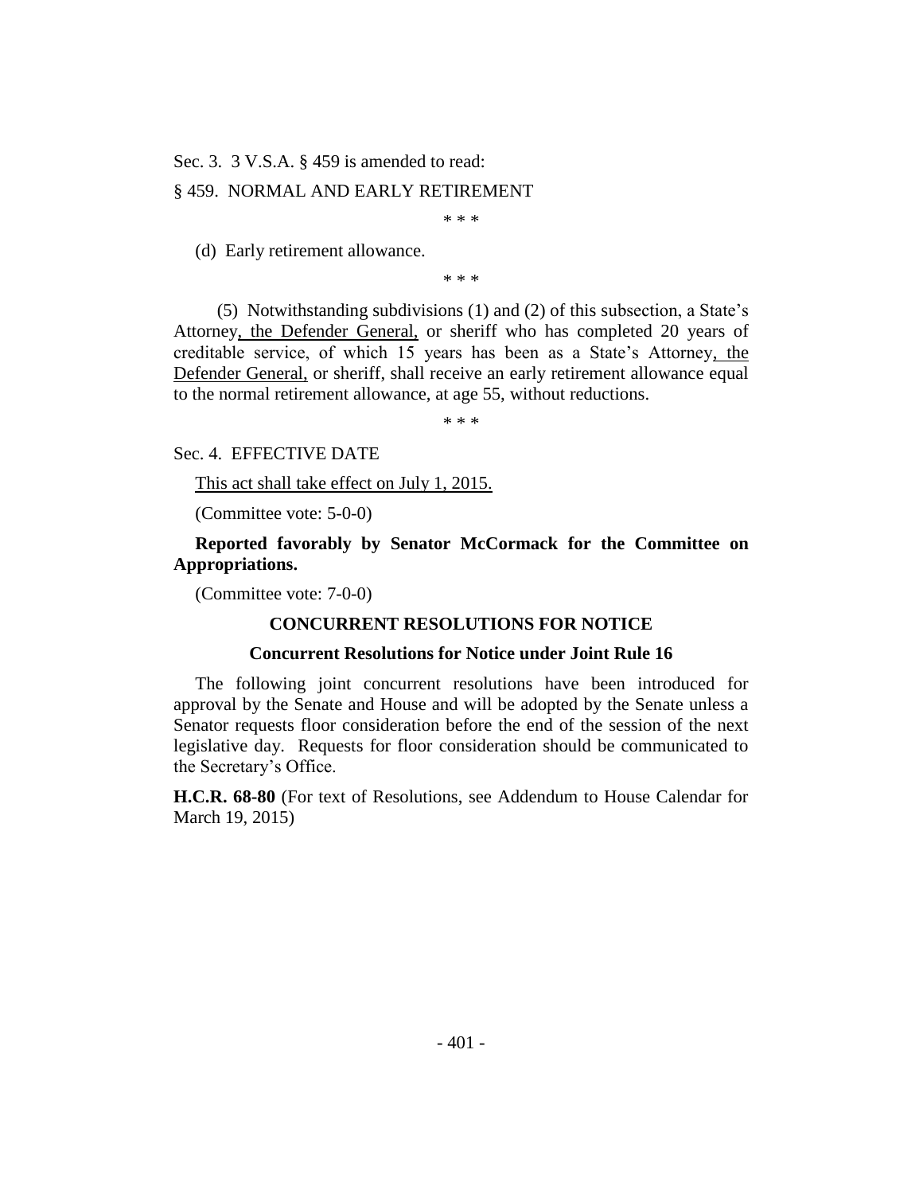Sec. 3. 3 V.S.A. § 459 is amended to read:

§ 459. NORMAL AND EARLY RETIREMENT

\* \* \*

(d) Early retirement allowance.

\* \* \*

(5) Notwithstanding subdivisions (1) and (2) of this subsection, a State's Attorney, the Defender General, or sheriff who has completed 20 years of creditable service, of which 15 years has been as a State's Attorney, the Defender General, or sheriff, shall receive an early retirement allowance equal to the normal retirement allowance, at age 55, without reductions.

\* \* \*

Sec. 4. EFFECTIVE DATE

This act shall take effect on July 1, 2015.

(Committee vote: 5-0-0)

**Reported favorably by Senator McCormack for the Committee on Appropriations.**

(Committee vote: 7-0-0)

**CONCURRENT RESOLUTIONS FOR NOTICE**

**Concurrent Resolutions for Notice under Joint Rule 16**

The following joint concurrent resolutions have been introduced for approval by the Senate and House and will be adopted by the Senate unless a Senator requests floor consideration before the end of the session of the next legislative day. Requests for floor consideration should be communicated to the Secretary's Office.

**H.C.R. 68-80** (For text of Resolutions, see Addendum to House Calendar for March 19, 2015)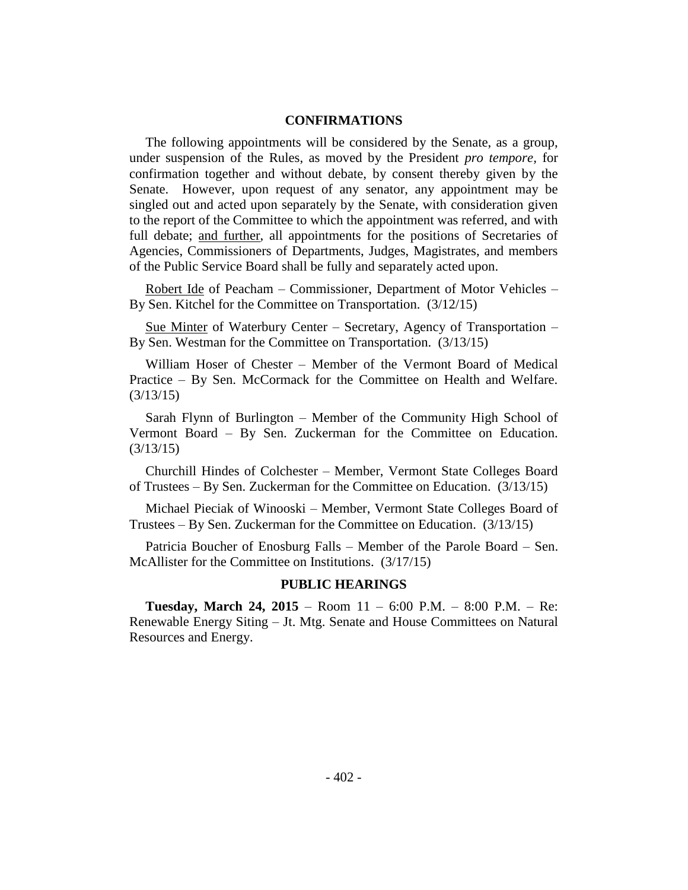## CONFIRMATIONS

The following appointments will be considered by the Senate, as a group, under suspension of the Rules, as moved by the President *pro tempore,* for confirmation together and without debate, by consent thereby given by the Senate. However, upon request of any senator, any appointment may be singled out and acted upon separately by the Senate, with consideration given to the report of the Committee to which the appointment was referred, and with full debate; <u>and further</u>, all appointments for the positions of Secretaries of Agencies, Commissioners of Departments, Judges, Magistrates, and members of the Public Service Board shall be fully and separately acted upon.

<u>Robert Ide</u> of Peacham – Commissioner, Department of Motor Vehicles – By Sen. Kitchel for the Committee on Transportation. (3/12/15)

<u>Sue Minter</u> of Waterbury Center – Secretary, Agency of Transportation – By Sen. Westman for the Committee on Transportation. (3/13/15)

William Hoser of Chester – Member of the Vermont Board of Medical Practice – By Sen. McCormack for the Committee on Health and Welfare. (3/13/15)

Sarah Flynn of Burlington – Member of the Community High School of Vermont Board – By Sen. Zuckerman for the Committee on Education. (3/13/15)

Churchill Hindes of Colchester – Member, Vermont State Colleges Board of Trustees – By Sen. Zuckerman for the Committee on Education. (3/13/15)

Michael Pieciak of Winooski – Member, Vermont State Colleges Board of Trustees – By Sen. Zuckerman for the Committee on Education. (3/13/15)

Patricia Boucher of Enosburg Falls – Member of the Parole Board – Sen. McAllister for the Committee on Institutions. (3/17/15)

## PUBLIC HEARINGS

**Tuesday, March 24, 2015** – Room 11 – 6:00 P.M. – 8:00 P.M. – Re: Renewable Energy Siting – Jt. Mtg. Senate and House Committees on Natural Resources and Energy.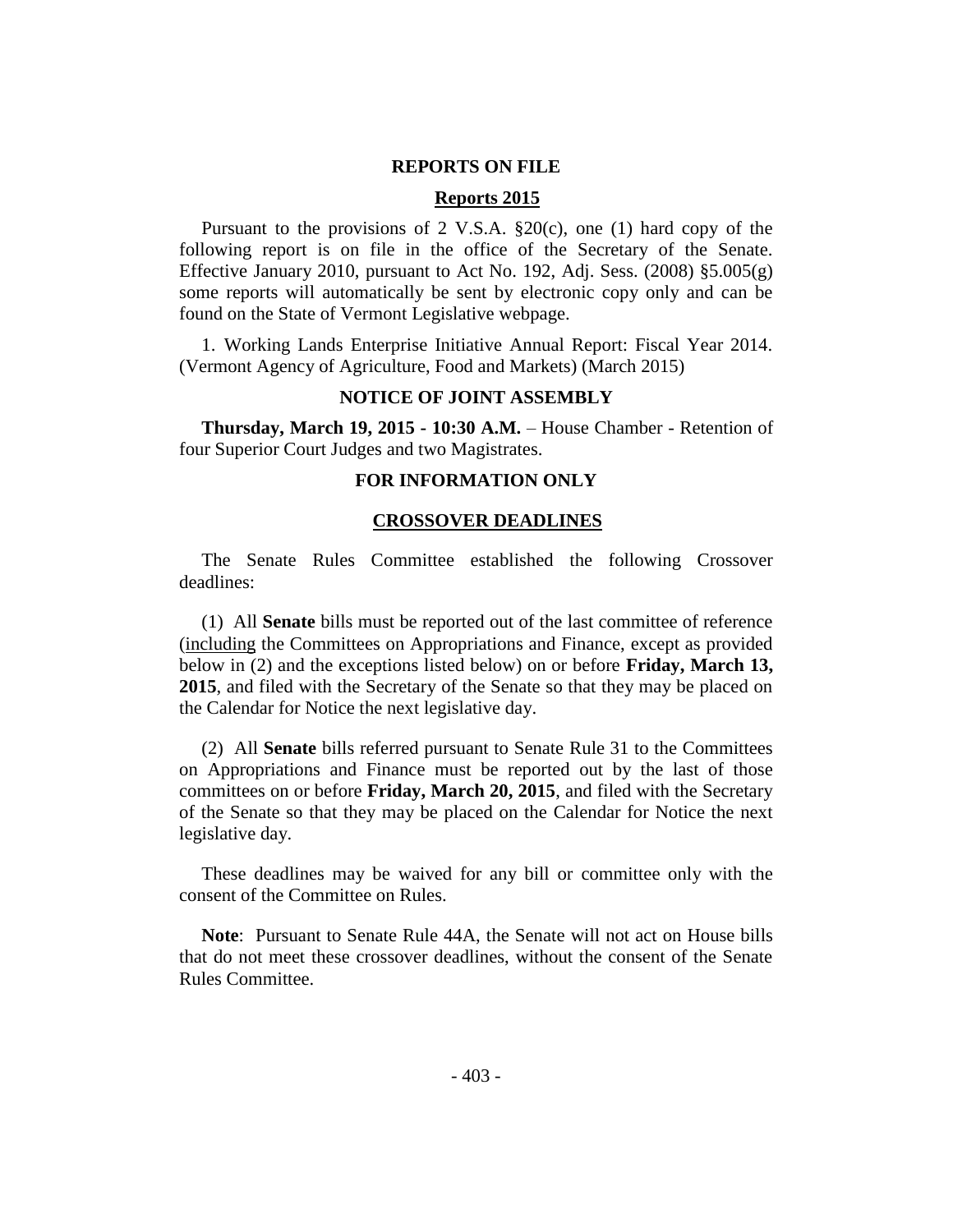## REPORTS ON FILE

### Reports 2015

Pursuant to the provisions of 2 V.S.A. §20(c), one (1) hard copy of the following report is on file in the office of the Secretary of the Senate. Effective January 2010, pursuant to Act No. 192, Adj. Sess. (2008) §5.005(g) some reports will automatically be sent by electronic copy only and can be found on the State of Vermont Legislative webpage.

1. Working Lands Enterprise Initiative Annual Report: Fiscal Year 2014. (Vermont Agency of Agriculture, Food and Markets) (March 2015)

## NOTICE OF JOINT ASSEMBLY

**Thursday, March 19, 2015 - 10:30 A.M.** – House Chamber - Retention of four Superior Court Judges and two Magistrates.

## FOR INFORMATION ONLY

### CROSSOVER DEADLINES

The Senate Rules Committee established the following Crossover deadlines:

(1) All **Senate** bills must be reported out of the last committee of reference (including the Committees on Appropriations and Finance, except as provided below in (2) and the exceptions listed below) on or before **Friday, March 13, 2015**, and filed with the Secretary of the Senate so that they may be placed on the Calendar for Notice the next legislative day.

(2) All **Senate** bills referred pursuant to Senate Rule 31 to the Committees on Appropriations and Finance must be reported out by the last of those committees on or before **Friday, March 20, 2015**, and filed with the Secretary of the Senate so that they may be placed on the Calendar for Notice the next legislative day.

These deadlines may be waived for any bill or committee only with the consent of the Committee on Rules.

**Note**: Pursuant to Senate Rule 44A, the Senate will not act on House bills that do not meet these crossover deadlines, without the consent of the Senate Rules Committee.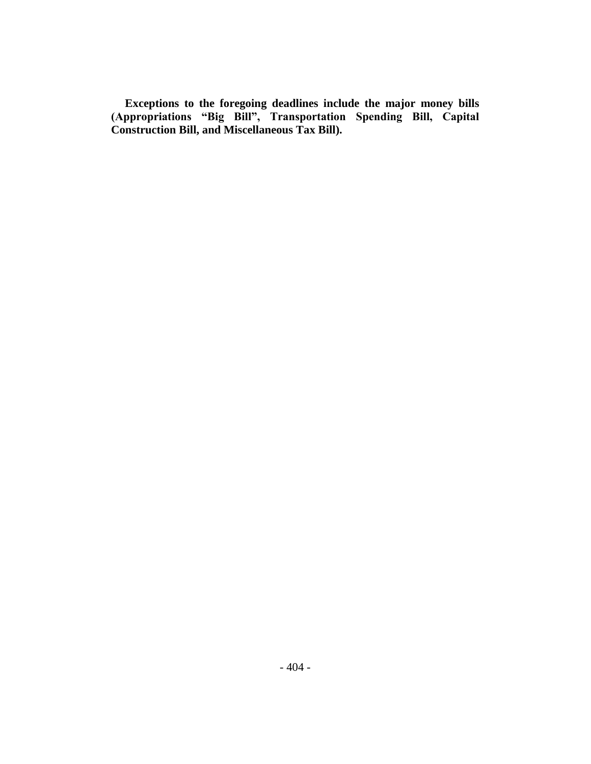**Exceptions to the foregoing deadlines include the major money bills (Appropriations "Big Bill", Transportation Spending Bill, Capital Construction Bill, and Miscellaneous Tax Bill).**